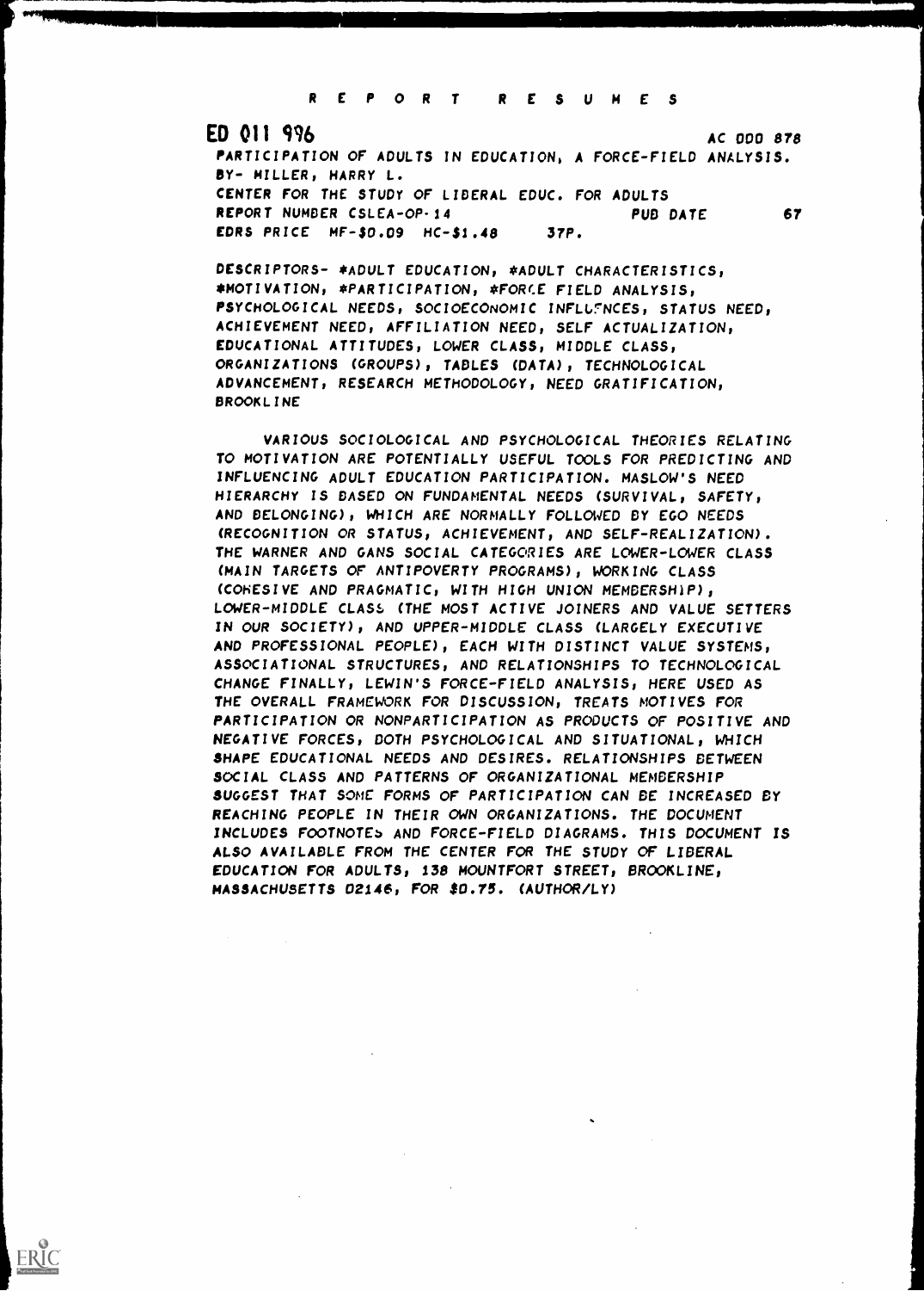R E P O R T   R E S U M E S

ED 011 996 AC 000 878

PARTICIPATION OF ADULTS IN EDUCATION, A FORCE-FIELD ANALYSIS.
BY- MILLER, HARRY L.
CENTER FOR THE STUDY OF LIBERAL EDUC. FOR ADULTS
REPORT NUMBER CSLEA-OP-14 PUB DATE 67
EDRS PRICE MF-$0.09 HC-$1.48 37P.

DESCRIPTORS- *ADULT EDUCATION, *ADULT CHARACTERISTICS, *MOTIVATION, *PARTICIPATION, *FORCE FIELD ANALYSIS, PSYCHOLOGICAL NEEDS, SOCIOECONOMIC INFLUENCES, STATUS NEED, ACHIEVEMENT NEED, AFFILIATION NEED, SELF ACTUALIZATION, EDUCATIONAL ATTITUDES, LOWER CLASS, MIDDLE CLASS, ORGANIZATIONS (GROUPS), TABLES (DATA), TECHNOLOGICAL ADVANCEMENT, RESEARCH METHODOLOGY, NEED GRATIFICATION, BROOKLINE

VARIOUS SOCIOLOGICAL AND PSYCHOLOGICAL THEORIES RELATING TO MOTIVATION ARE POTENTIALLY USEFUL TOOLS FOR PREDICTING AND INFLUENCING ADULT EDUCATION PARTICIPATION. MASLOW'S NEED HIERARCHY IS BASED ON FUNDAMENTAL NEEDS (SURVIVAL, SAFETY, AND BELONGING), WHICH ARE NORMALLY FOLLOWED BY EGO NEEDS (RECOGNITION OR STATUS, ACHIEVEMENT, AND SELF-REALIZATION). THE WARNER AND GANS SOCIAL CATEGORIES ARE LOWER-LOWER CLASS (MAIN TARGETS OF ANTIPOVERTY PROGRAMS), WORKING CLASS (COHESIVE AND PRAGMATIC, WITH HIGH UNION MEMBERSHIP), LOWER-MIDDLE CLASS (THE MOST ACTIVE JOINERS AND VALUE SETTERS IN OUR SOCIETY), AND UPPER-MIDDLE CLASS (LARGELY EXECUTIVE AND PROFESSIONAL PEOPLE), EACH WITH DISTINCT VALUE SYSTEMS, ASSOCIATIONAL STRUCTURES, AND RELATIONSHIPS TO TECHNOLOGICAL CHANGE FINALLY, LEWIN'S FORCE-FIELD ANALYSIS, HERE USED AS THE OVERALL FRAMEWORK FOR DISCUSSION, TREATS MOTIVES FOR PARTICIPATION OR NONPARTICIPATION AS PRODUCTS OF POSITIVE AND NEGATIVE FORCES, BOTH PSYCHOLOGICAL AND SITUATIONAL, WHICH SHAPE EDUCATIONAL NEEDS AND DESIRES. RELATIONSHIPS BETWEEN SOCIAL CLASS AND PATTERNS OF ORGANIZATIONAL MEMBERSHIP SUGGEST THAT SOME FORMS OF PARTICIPATION CAN BE INCREASED BY REACHING PEOPLE IN THEIR OWN ORGANIZATIONS. THE DOCUMENT INCLUDES FOOTNOTES AND FORCE-FIELD DIAGRAMS. THIS DOCUMENT IS ALSO AVAILABLE FROM THE CENTER FOR THE STUDY OF LIBERAL EDUCATION FOR ADULTS, 138 MOUNTFORT STREET, BROOKLINE, MASSACHUSETTS 02146, FOR $0.75. (AUTHOR/LY)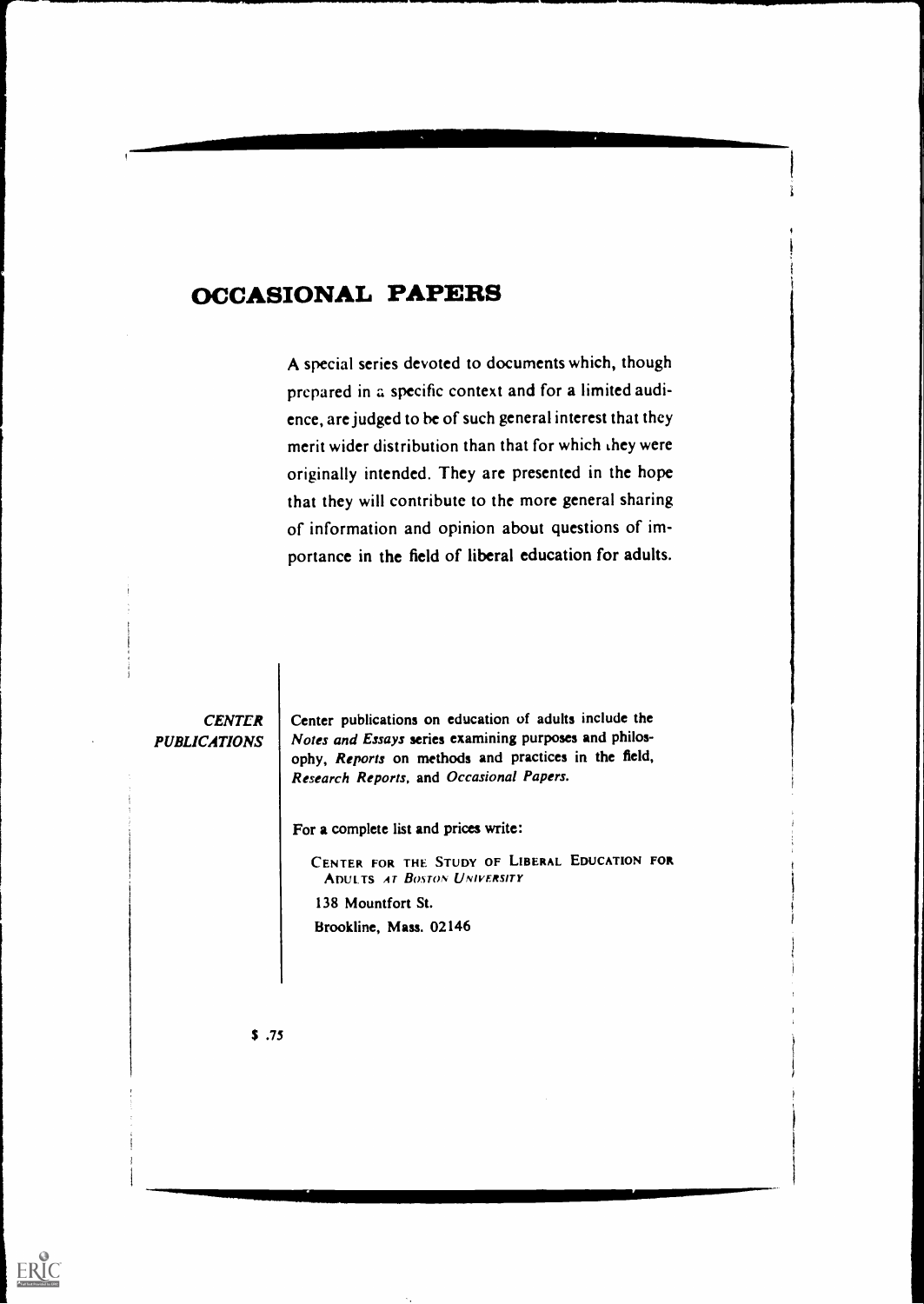# OCCASIONAL PAPERS

A special series devoted to documents which, though prepared in a specific context and for a limited audience, are judged to be of such general interest that they merit wider distribution than that for which they were originally intended. They are presented in the hope that they will contribute to the more general sharing of information and opinion about questions of importance in the field of liberal education for adults.

*CENTER PUBLICATIONS*

Center publications on education of adults include the *Notes and Essays* series examining purposes and philosophy, *Reports* on methods and practices in the field, *Research Reports*, and *Occasional Papers*.

For a complete list and prices write:

CENTER FOR THE STUDY OF LIBERAL EDUCATION FOR ADULTS *AT BOSTON UNIVERSITY*

138 Mountfort St.

Brookline, Mass. 02146

$ .75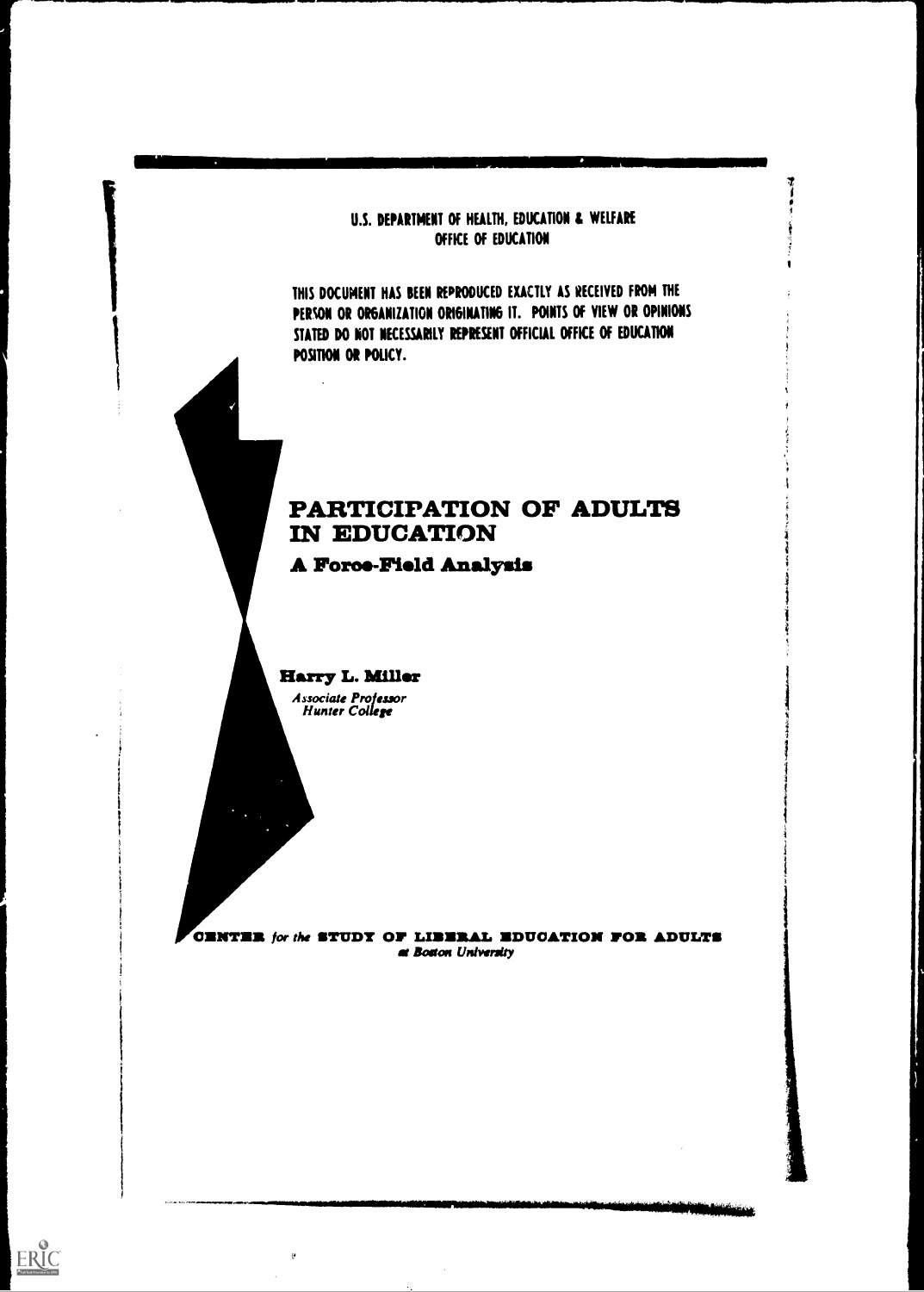U.S. DEPARTMENT OF HEALTH, EDUCATION & WELFARE
OFFICE OF EDUCATION

THIS DOCUMENT HAS BEEN REPRODUCED EXACTLY AS RECEIVED FROM THE PERSON OR ORGANIZATION ORIGINATING IT. POINTS OF VIEW OR OPINIONS STATED DO NOT NECESSARILY REPRESENT OFFICIAL OFFICE OF EDUCATION POSITION OR POLICY.

# PARTICIPATION OF ADULTS IN EDUCATION

## A Force-Field Analysis

**Harry L. Miller**

*Associate Professor*
*Hunter College*

**CENTER** *for the* **STUDY OF LIBERAL EDUCATION FOR ADULTS**
*at Boston University*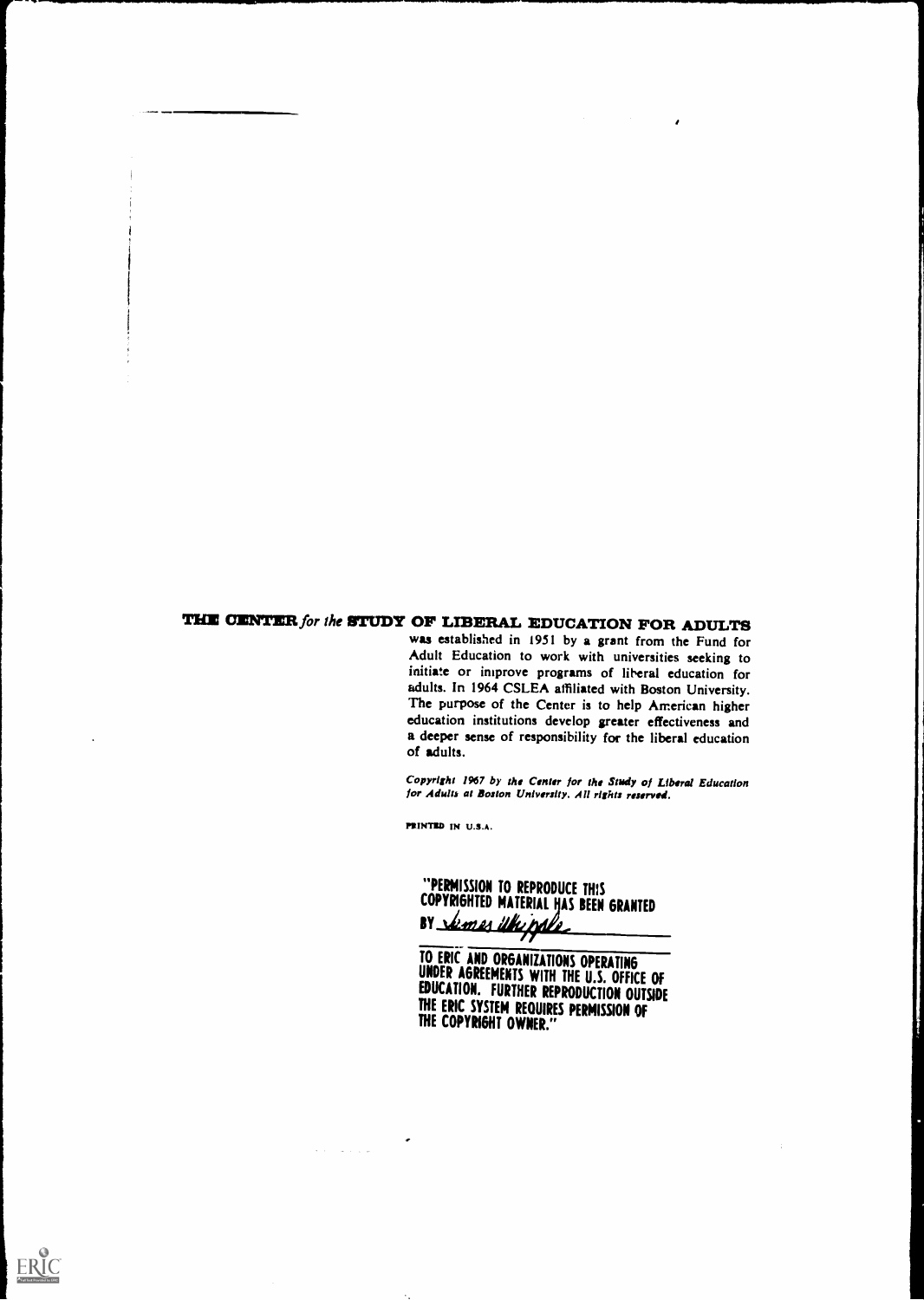**THE CENTER** *for the* **STUDY OF LIBERAL EDUCATION FOR ADULTS** was established in 1951 by a grant from the Fund for Adult Education to work with universities seeking to initiate or improve programs of liberal education for adults. In 1964 CSLEA affiliated with Boston University. The purpose of the Center is to help American higher education institutions develop greater effectiveness and a deeper sense of responsibility for the liberal education of adults.

*Copyright 1967 by the Center for the Study of Liberal Education for Adults at Boston University. All rights reserved.*

PRINTED IN U.S.A.

"PERMISSION TO REPRODUCE THIS COPYRIGHTED MATERIAL HAS BEEN GRANTED BY James Whipple

TO ERIC AND ORGANIZATIONS OPERATING UNDER AGREEMENTS WITH THE U.S. OFFICE OF EDUCATION. FURTHER REPRODUCTION OUTSIDE THE ERIC SYSTEM REQUIRES PERMISSION OF THE COPYRIGHT OWNER."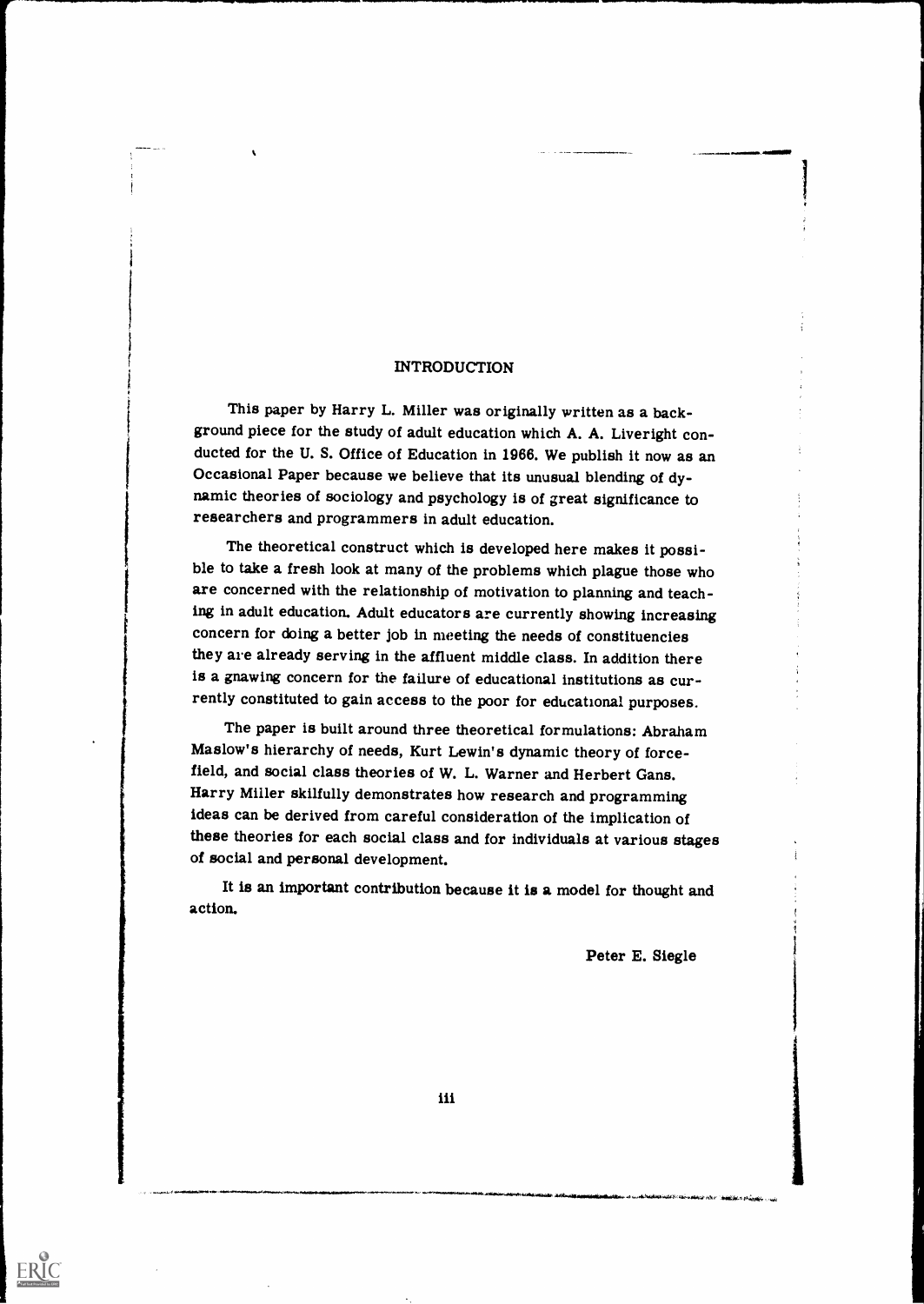# INTRODUCTION

This paper by Harry L. Miller was originally written as a background piece for the study of adult education which A. A. Liveright conducted for the U. S. Office of Education in 1966. We publish it now as an Occasional Paper because we believe that its unusual blending of dynamic theories of sociology and psychology is of great significance to researchers and programmers in adult education.

The theoretical construct which is developed here makes it possible to take a fresh look at many of the problems which plague those who are concerned with the relationship of motivation to planning and teaching in adult education. Adult educators are currently showing increasing concern for doing a better job in meeting the needs of constituencies they are already serving in the affluent middle class. In addition there is a gnawing concern for the failure of educational institutions as currently constituted to gain access to the poor for educational purposes.

The paper is built around three theoretical formulations: Abraham Maslow's hierarchy of needs, Kurt Lewin's dynamic theory of force-field, and social class theories of W. L. Warner and Herbert Gans. Harry Miller skilfully demonstrates how research and programming ideas can be derived from careful consideration of the implication of these theories for each social class and for individuals at various stages of social and personal development.

It is an important contribution because it is a model for thought and action.

Peter E. Siegle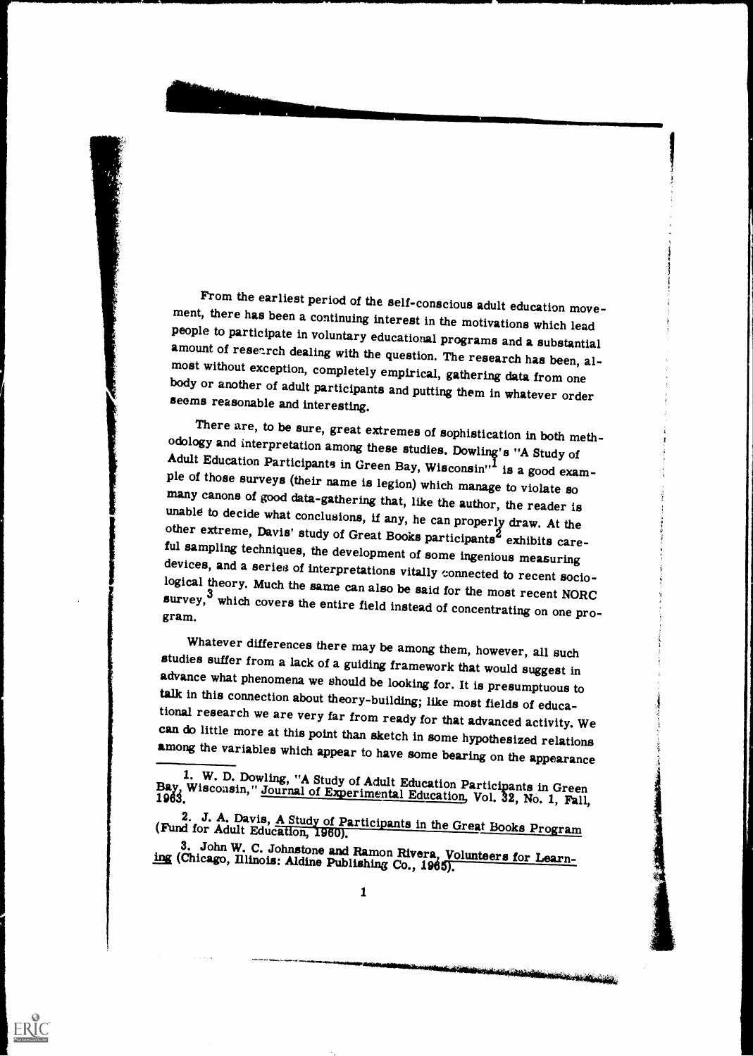From the earliest period of the self-conscious adult education movement, there has been a continuing interest in the motivations which lead people to participate in voluntary educational programs and a substantial amount of research dealing with the question. The research has been, almost without exception, completely empirical, gathering data from one body or another of adult participants and putting them in whatever order seems reasonable and interesting.

There are, to be sure, great extremes of sophistication in both methodology and interpretation among these studies. Dowling's "A Study of Adult Education Participants in Green Bay, Wisconsin"[1] is a good example of those surveys (their name is legion) which manage to violate so many canons of good data-gathering that, like the author, the reader is unable to decide what conclusions, if any, he can properly draw. At the other extreme, Davis' study of Great Books participants[2] exhibits careful sampling techniques, the development of some ingenious measuring devices, and a series of interpretations vitally connected to recent sociological theory. Much the same can also be said for the most recent NORC survey,[3] which covers the entire field instead of concentrating on one program.

Whatever differences there may be among them, however, all such studies suffer from a lack of a guiding framework that would suggest in advance what phenomena we should be looking for. It is presumptuous to talk in this connection about theory-building; like most fields of educational research we are very far from ready for that advanced activity. We can do little more at this point than sketch in some hypothesized relations among the variables which appear to have some bearing on the appearance

---

1. W. D. Dowling, "A Study of Adult Education Participants in Green Bay, Wisconsin," Journal of Experimental Education, Vol. 32, No. 1, Fall, 1963.

2. J. A. Davis, A Study of Participants in the Great Books Program (Fund for Adult Education, 1960).

3. John W. C. Johnstone and Ramon Rivera, Volunteers for Learning (Chicago, Illinois: Aldine Publishing Co., 1965).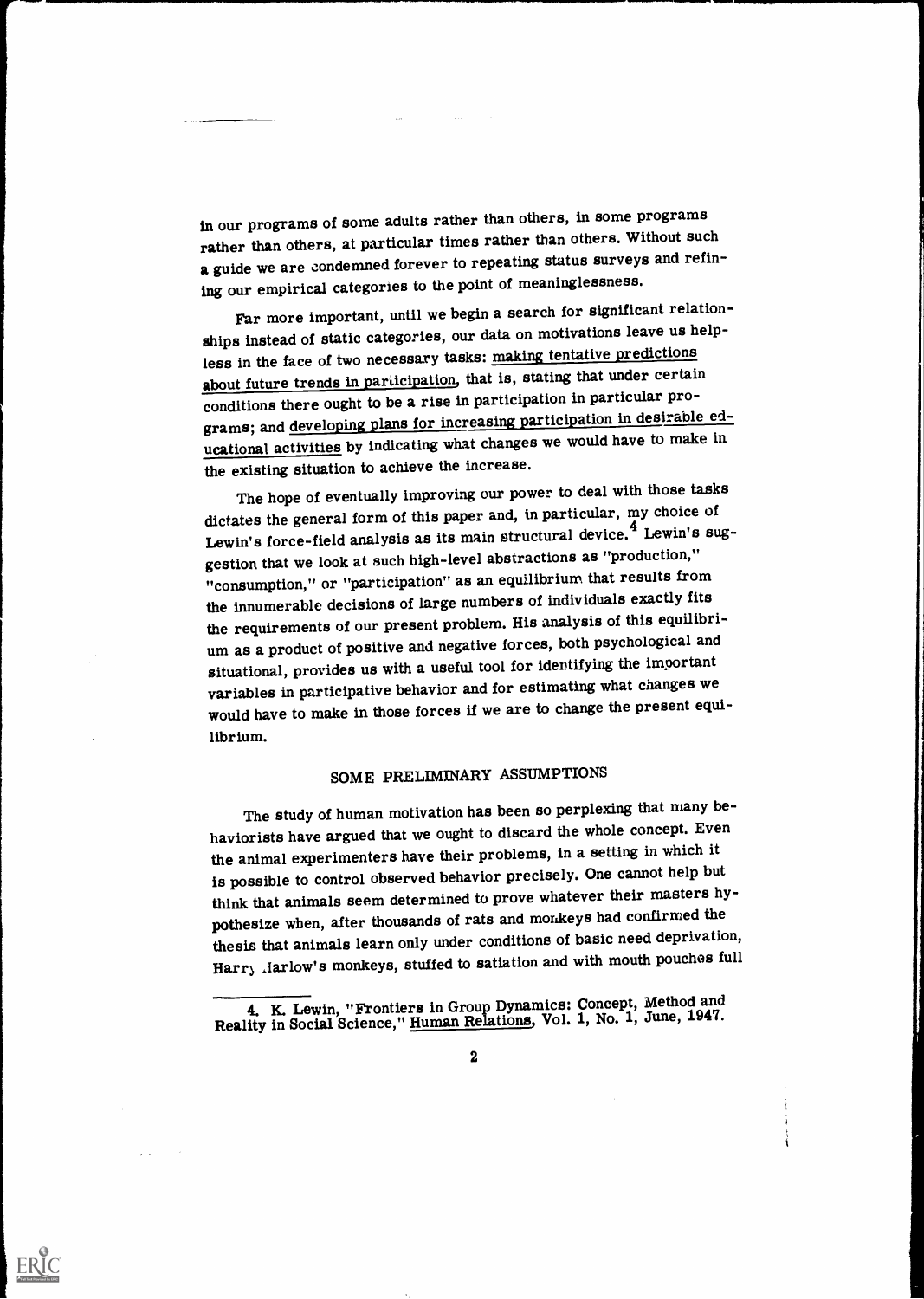in our programs of some adults rather than others, in some programs rather than others, at particular times rather than others. Without such a guide we are condemned forever to repeating status surveys and refining our empirical categories to the point of meaninglessness.

Far more important, until we begin a search for significant relationships instead of static categories, our data on motivations leave us helpless in the face of two necessary tasks: making tentative predictions about future trends in participation, that is, stating that under certain conditions there ought to be a rise in participation in particular programs; and developing plans for increasing participation in desirable educational activities by indicating what changes we would have to make in the existing situation to achieve the increase.

The hope of eventually improving our power to deal with those tasks dictates the general form of this paper and, in particular, my choice of Lewin's force-field analysis as its main structural device.[4] Lewin's suggestion that we look at such high-level abstractions as "production," "consumption," or "participation" as an equilibrium that results from the innumerable decisions of large numbers of individuals exactly fits the requirements of our present problem. His analysis of this equilibrium as a product of positive and negative forces, both psychological and situational, provides us with a useful tool for identifying the important variables in participative behavior and for estimating what changes we would have to make in those forces if we are to change the present equilibrium.

## SOME PRELIMINARY ASSUMPTIONS

The study of human motivation has been so perplexing that many behaviorists have argued that we ought to discard the whole concept. Even the animal experimenters have their problems, in a setting in which it is possible to control observed behavior precisely. One cannot help but think that animals seem determined to prove whatever their masters hypothesize when, after thousands of rats and monkeys had confirmed the thesis that animals learn only under conditions of basic need deprivation, Harry Harlow's monkeys, stuffed to satiation and with mouth pouches full

4. K. Lewin, "Frontiers in Group Dynamics: Concept, Method and Reality in Social Science," Human Relations, Vol. 1, No. 1, June, 1947.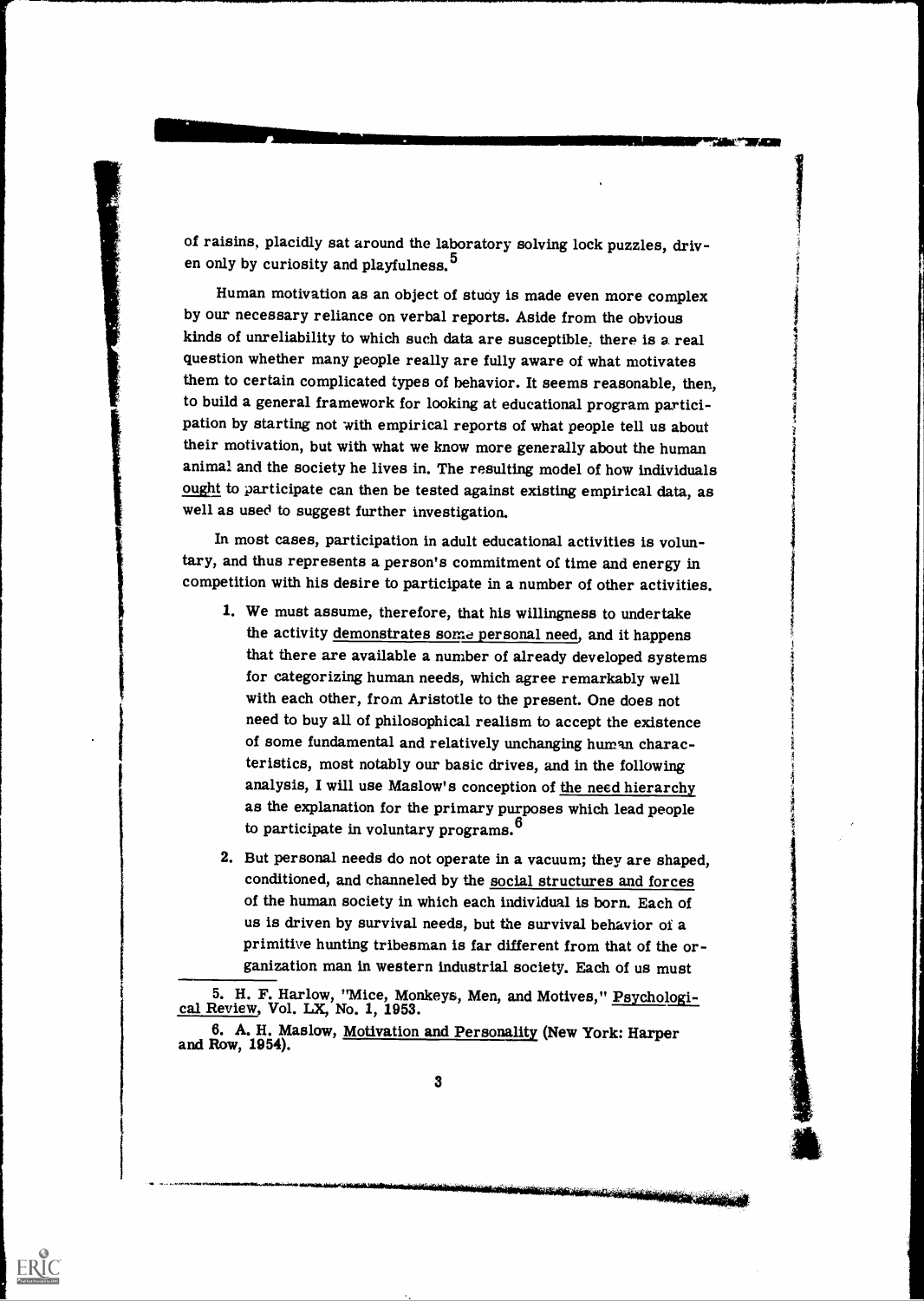of raisins, placidly sat around the laboratory solving lock puzzles, driven only by curiosity and playfulness.[5]

Human motivation as an object of study is made even more complex by our necessary reliance on verbal reports. Aside from the obvious kinds of unreliability to which such data are susceptible, there is a real question whether many people really are fully aware of what motivates them to certain complicated types of behavior. It seems reasonable, then, to build a general framework for looking at educational program participation by starting not with empirical reports of what people tell us about their motivation, but with what we know more generally about the human animal and the society he lives in. The resulting model of how individuals ought to participate can then be tested against existing empirical data, as well as used to suggest further investigation.

In most cases, participation in adult educational activities is voluntary, and thus represents a person's commitment of time and energy in competition with his desire to participate in a number of other activities.

1. We must assume, therefore, that his willingness to undertake the activity demonstrates some personal need, and it happens that there are available a number of already developed systems for categorizing human needs, which agree remarkably well with each other, from Aristotle to the present. One does not need to buy all of philosophical realism to accept the existence of some fundamental and relatively unchanging human characteristics, most notably our basic drives, and in the following analysis, I will use Maslow's conception of the need hierarchy as the explanation for the primary purposes which lead people to participate in voluntary programs.[6]

2. But personal needs do not operate in a vacuum; they are shaped, conditioned, and channeled by the social structures and forces of the human society in which each individual is born. Each of us is driven by survival needs, but the survival behavior of a primitive hunting tribesman is far different from that of the organization man in western industrial society. Each of us must

5. H. F. Harlow, "Mice, Monkeys, Men, and Motives," Psychological Review, Vol. LX, No. 1, 1953.

6. A. H. Maslow, Motivation and Personality (New York: Harper and Row, 1954).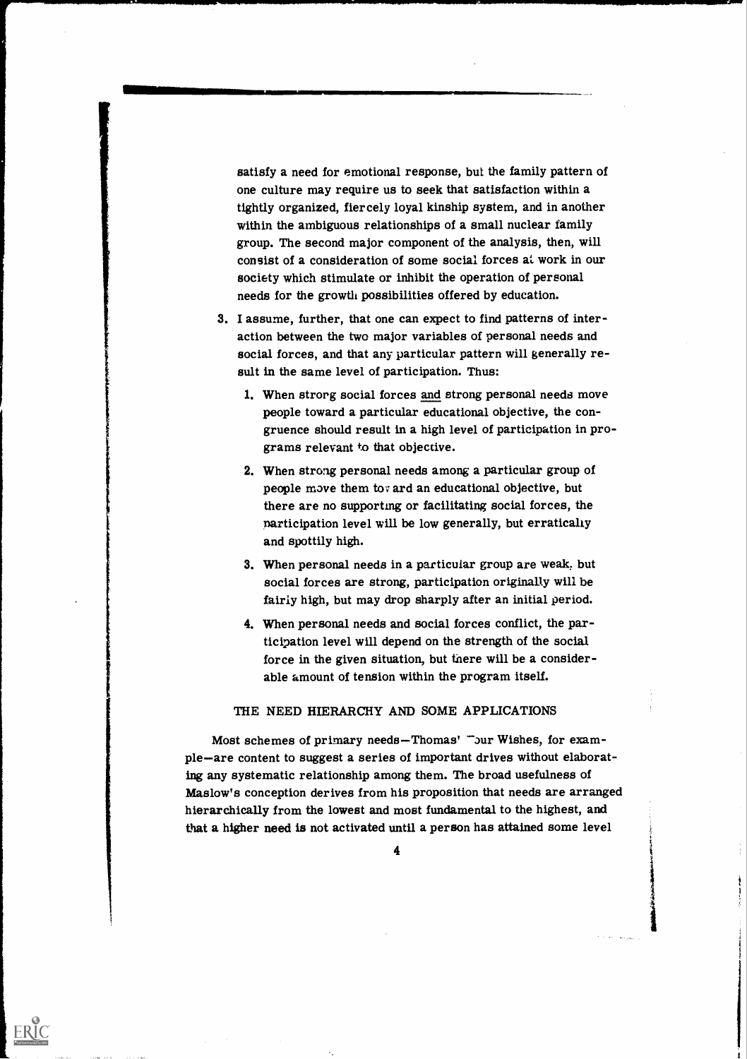satisfy a need for emotional response, but the family pattern of one culture may require us to seek that satisfaction within a tightly organized, fiercely loyal kinship system, and in another within the ambiguous relationships of a small nuclear family group. The second major component of the analysis, then, will consist of a consideration of some social forces at work in our society which stimulate or inhibit the operation of personal needs for the growth possibilities offered by education.

3. I assume, further, that one can expect to find patterns of interaction between the two major variables of personal needs and social forces, and that any particular pattern will generally result in the same level of participation. Thus:

    1. When strong social forces and strong personal needs move people toward a particular educational objective, the congruence should result in a high level of participation in programs relevant to that objective.

    2. When strong personal needs among a particular group of people move them toward an educational objective, but there are no supporting or facilitating social forces, the participation level will be low generally, but erratically and spottily high.

    3. When personal needs in a particular group are weak, but social forces are strong, participation originally will be fairly high, but may drop sharply after an initial period.

    4. When personal needs and social forces conflict, the participation level will depend on the strength of the social force in the given situation, but there will be a considerable amount of tension within the program itself.

## THE NEED HIERARCHY AND SOME APPLICATIONS

Most schemes of primary needs—Thomas' Four Wishes, for example—are content to suggest a series of important drives without elaborating any systematic relationship among them. The broad usefulness of Maslow's conception derives from his proposition that needs are arranged hierarchically from the lowest and most fundamental to the highest, and that a higher need is not activated until a person has attained some level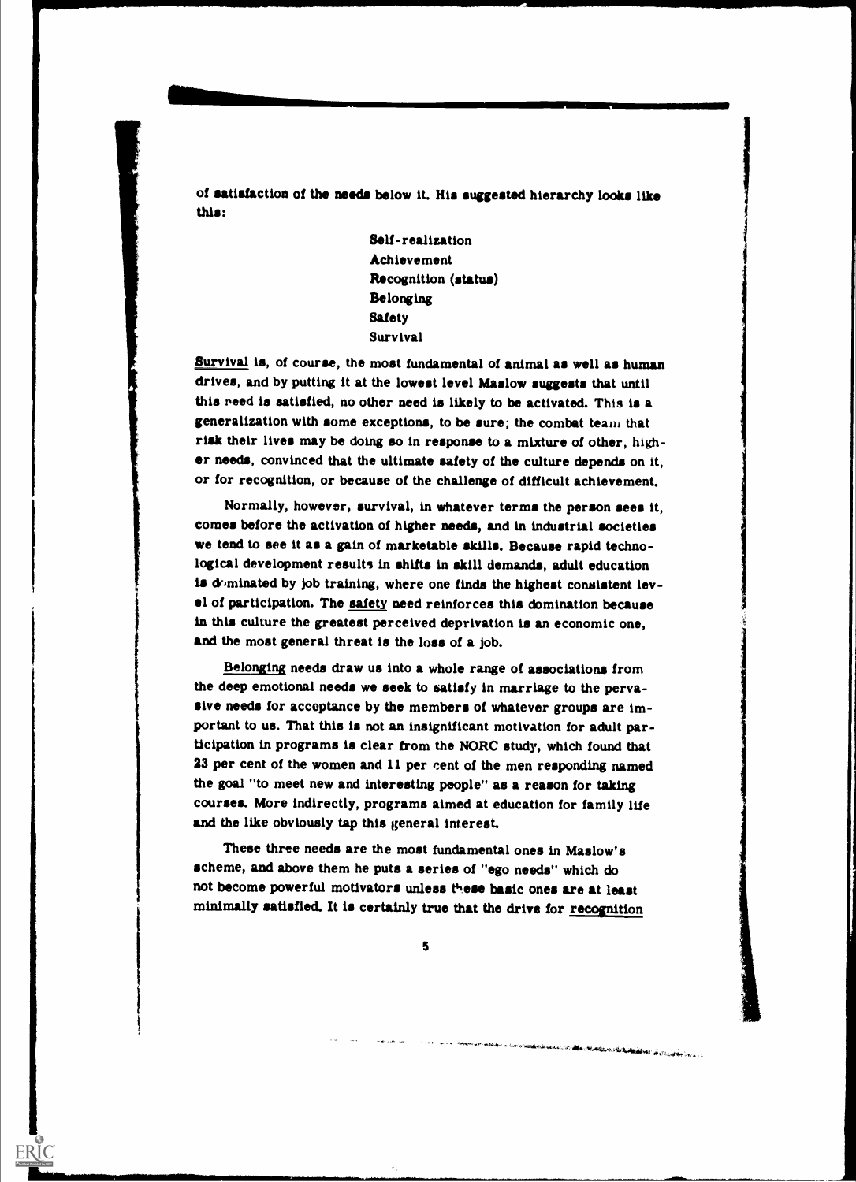of satisfaction of the needs below it. His suggested hierarchy looks like this:

Self-realization
Achievement
Recognition (status)
Belonging
Safety
Survival

Survival is, of course, the most fundamental of animal as well as human drives, and by putting it at the lowest level Maslow suggests that until this need is satisfied, no other need is likely to be activated. This is a generalization with some exceptions, to be sure; the combat team that risk their lives may be doing so in response to a mixture of other, higher needs, convinced that the ultimate safety of the culture depends on it, or for recognition, or because of the challenge of difficult achievement.

Normally, however, survival, in whatever terms the person sees it, comes before the activation of higher needs, and in industrial societies we tend to see it as a gain of marketable skills. Because rapid technological development results in shifts in skill demands, adult education is dominated by job training, where one finds the highest consistent level of participation. The safety need reinforces this domination because in this culture the greatest perceived deprivation is an economic one, and the most general threat is the loss of a job.

Belonging needs draw us into a whole range of associations from the deep emotional needs we seek to satisfy in marriage to the pervasive needs for acceptance by the members of whatever groups are important to us. That this is not an insignificant motivation for adult participation in programs is clear from the NORC study, which found that 23 per cent of the women and 11 per cent of the men responding named the goal "to meet new and interesting people" as a reason for taking courses. More indirectly, programs aimed at education for family life and the like obviously tap this general interest.

These three needs are the most fundamental ones in Maslow's scheme, and above them he puts a series of "ego needs" which do not become powerful motivators unless these basic ones are at least minimally satisfied. It is certainly true that the drive for recognition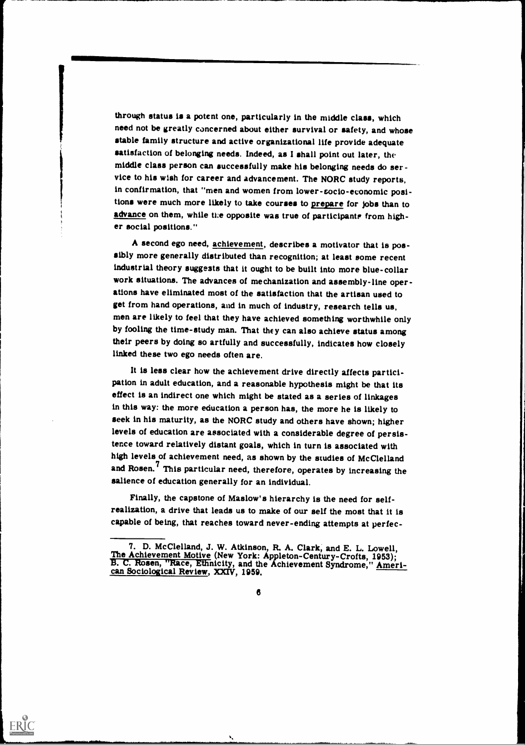through status is a potent one, particularly in the middle class, which need not be greatly concerned about either survival or safety, and whose stable family structure and active organizational life provide adequate satisfaction of belonging needs. Indeed, as I shall point out later, the middle class person can successfully make his belonging needs do service to his wish for career and advancement. The NORC study reports, in confirmation, that "men and women from lower-socio-economic positions were much more likely to take courses to <u>prepare</u> for jobs than to <u>advance</u> on them, while the opposite was true of participants from higher social positions."

A second ego need, <u>achievement</u>, describes a motivator that is possibly more generally distributed than recognition; at least some recent industrial theory suggests that it ought to be built into more blue-collar work situations. The advances of mechanization and assembly-line operations have eliminated most of the satisfaction that the artisan used to get from hand operations, and in much of industry, research tells us, men are likely to feel that they have achieved something worthwhile only by fooling the time-study man. That they can also achieve status among their peers by doing so artfully and successfully, indicates how closely linked these two ego needs often are.

It is less clear how the achievement drive directly affects participation in adult education, and a reasonable hypothesis might be that its effect is an indirect one which might be stated as a series of linkages in this way: the more education a person has, the more he is likely to seek in his maturity, as the NORC study and others have shown; higher levels of education are associated with a considerable degree of persistence toward relatively distant goals, which in turn is associated with high levels of achievement need, as shown by the studies of McClelland and Rosen.[7] This particular need, therefore, operates by increasing the salience of education generally for an individual.

Finally, the capstone of Maslow's hierarchy is the need for self-realization, a drive that leads us to make of our self the most that it is capable of being, that reaches toward never-ending attempts at perfec-

---

7. D. McClelland, J. W. Atkinson, R. A. Clark, and E. L. Lowell, <u>The Achievement Motive</u> (New York: Appleton-Century-Crofts, 1953); B. C. Rosen, "Race, Ethnicity, and the Achievement Syndrome," <u>American Sociological Review</u>, XXIV, 1959.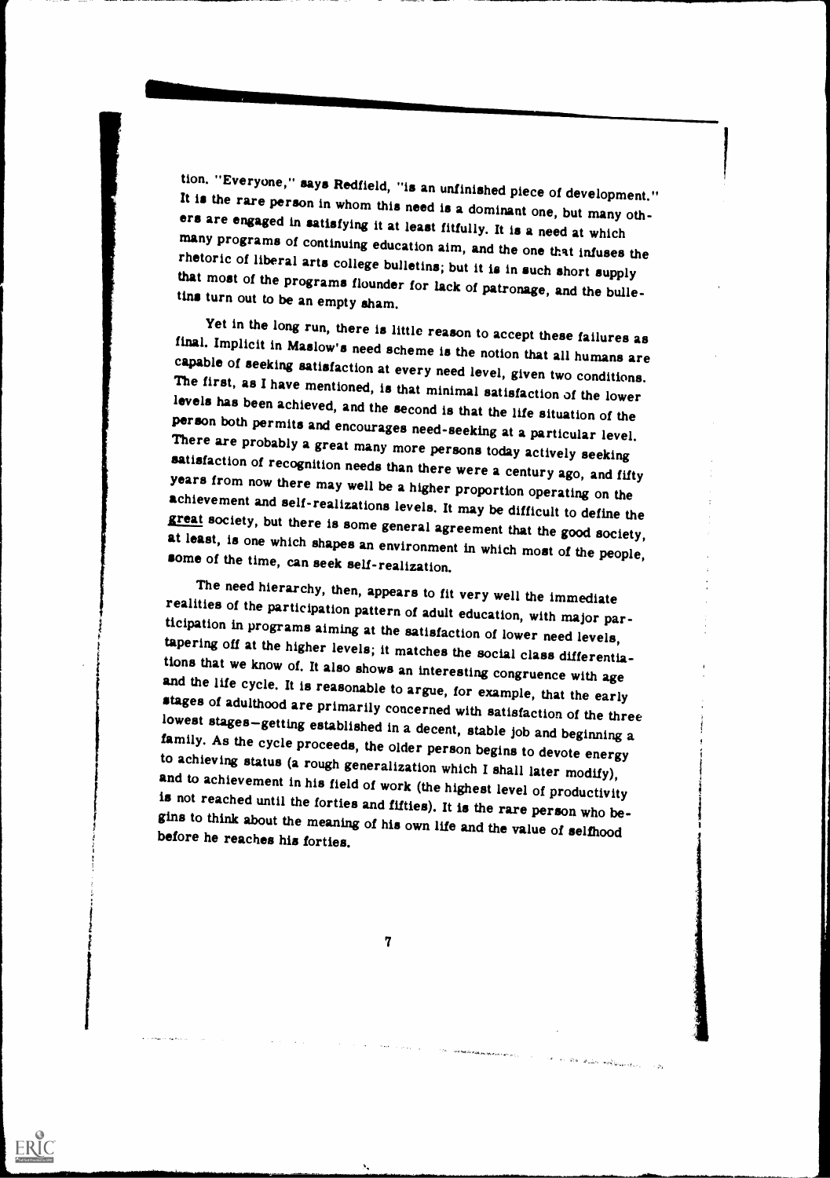tion. "Everyone," says Redfield, "is an unfinished piece of development." It is the rare person in whom this need is a dominant one, but many others are engaged in satisfying it at least fitfully. It is a need at which many programs of continuing education aim, and the one that infuses the rhetoric of liberal arts college bulletins; but it is in such short supply that most of the programs flounder for lack of patronage, and the bulletins turn out to be an empty sham.

Yet in the long run, there is little reason to accept these failures as final. Implicit in Maslow's need scheme is the notion that all humans are capable of seeking satisfaction at every need level, given two conditions. The first, as I have mentioned, is that minimal satisfaction of the lower levels has been achieved, and the second is that the life situation of the person both permits and encourages need-seeking at a particular level. There are probably a great many more persons today actively seeking satisfaction of recognition needs than there were a century ago, and fifty years from now there may well be a higher proportion operating on the achievement and self-realizations levels. It may be difficult to define the great society, but there is some general agreement that the good society, at least, is one which shapes an environment in which most of the people, some of the time, can seek self-realization.

The need hierarchy, then, appears to fit very well the immediate realities of the participation pattern of adult education, with major participation in programs aiming at the satisfaction of lower need levels, tapering off at the higher levels; it matches the social class differentiations that we know of. It also shows an interesting congruence with age and the life cycle. It is reasonable to argue, for example, that the early stages of adulthood are primarily concerned with satisfaction of the three lowest stages—getting established in a decent, stable job and beginning a family. As the cycle proceeds, the older person begins to devote energy to achieving status (a rough generalization which I shall later modify), and to achievement in his field of work (the highest level of productivity is not reached until the forties and fifties). It is the rare person who begins to think about the meaning of his own life and the value of selfhood before he reaches his forties.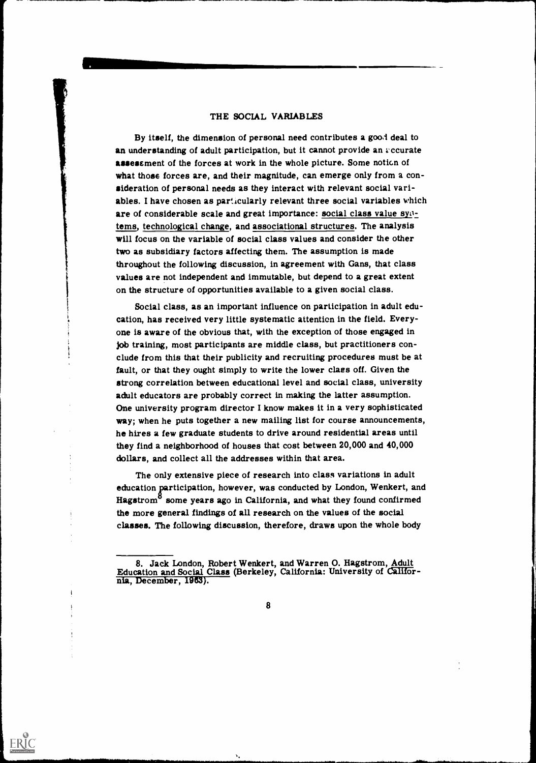## THE SOCIAL VARIABLES

By itself, the dimension of personal need contributes a good deal to an understanding of adult participation, but it cannot provide an accurate assessment of the forces at work in the whole picture. Some notion of what those forces are, and their magnitude, can emerge only from a consideration of personal needs as they interact with relevant social variables. I have chosen as particularly relevant three social variables which are of considerable scale and great importance: <u>social class value systems</u>, <u>technological change</u>, and <u>associational structures</u>. The analysis will focus on the variable of social class values and consider the other two as subsidiary factors affecting them. The assumption is made throughout the following discussion, in agreement with Gans, that class values are not independent and immutable, but depend to a great extent on the structure of opportunities available to a given social class.

Social class, as an important influence on participation in adult education, has received very little systematic attention in the field. Everyone is aware of the obvious that, with the exception of those engaged in job training, most participants are middle class, but practitioners conclude from this that their publicity and recruiting procedures must be at fault, or that they ought simply to write the lower class off. Given the strong correlation between educational level and social class, university adult educators are probably correct in making the latter assumption. One university program director I know makes it in a very sophisticated way; when he puts together a new mailing list for course announcements, he hires a few graduate students to drive around residential areas until they find a neighborhood of houses that cost between 20,000 and 40,000 dollars, and collect all the addresses within that area.

The only extensive piece of research into class variations in adult education participation, however, was conducted by London, Wenkert, and Hagstrom[8] some years ago in California, and what they found confirmed the more general findings of all research on the values of the social classes. The following discussion, therefore, draws upon the whole body

---

8. Jack London, Robert Wenkert, and Warren O. Hagstrom, <u>Adult Education and Social Class</u> (Berkeley, California: University of California, December, 1963).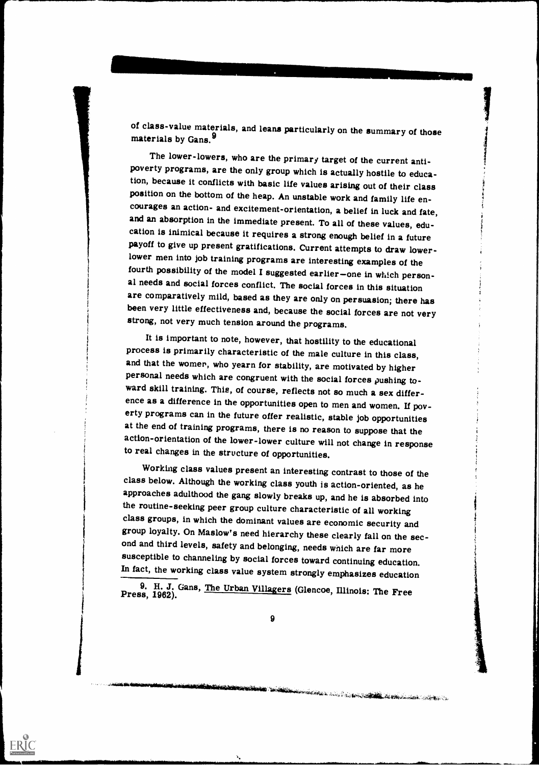of class-value materials, and leans particularly on the summary of those materials by Gans.[9]

The lower-lowers, who are the primary target of the current anti-poverty programs, are the only group which is actually hostile to education, because it conflicts with basic life values arising out of their class position on the bottom of the heap. An unstable work and family life encourages an action- and excitement-orientation, a belief in luck and fate, and an absorption in the immediate present. To all of these values, education is inimical because it requires a strong enough belief in a future payoff to give up present gratifications. Current attempts to draw lower-lower men into job training programs are interesting examples of the fourth possibility of the model I suggested earlier—one in which personal needs and social forces conflict. The social forces in this situation are comparatively mild, based as they are only on persuasion; there has been very little effectiveness and, because the social forces are not very strong, not very much tension around the programs.

It is important to note, however, that hostility to the educational process is primarily characteristic of the male culture in this class, and that the women, who yearn for stability, are motivated by higher personal needs which are congruent with the social forces pushing toward skill training. This, of course, reflects not so much a sex difference as a difference in the opportunities open to men and women. If poverty programs can in the future offer realistic, stable job opportunities at the end of training programs, there is no reason to suppose that the action-orientation of the lower-lower culture will not change in response to real changes in the structure of opportunities.

Working class values present an interesting contrast to those of the class below. Although the working class youth is action-oriented, as he approaches adulthood the gang slowly breaks up, and he is absorbed into the routine-seeking peer group culture characteristic of all working class groups, in which the dominant values are economic security and group loyalty. On Maslow's need hierarchy these clearly fall on the second and third levels, safety and belonging, needs which are far more susceptible to channeling by social forces toward continuing education. In fact, the working class value system strongly emphasizes education

9. H. J. Gans, The Urban Villagers (Glencoe, Illinois: The Free Press, 1962).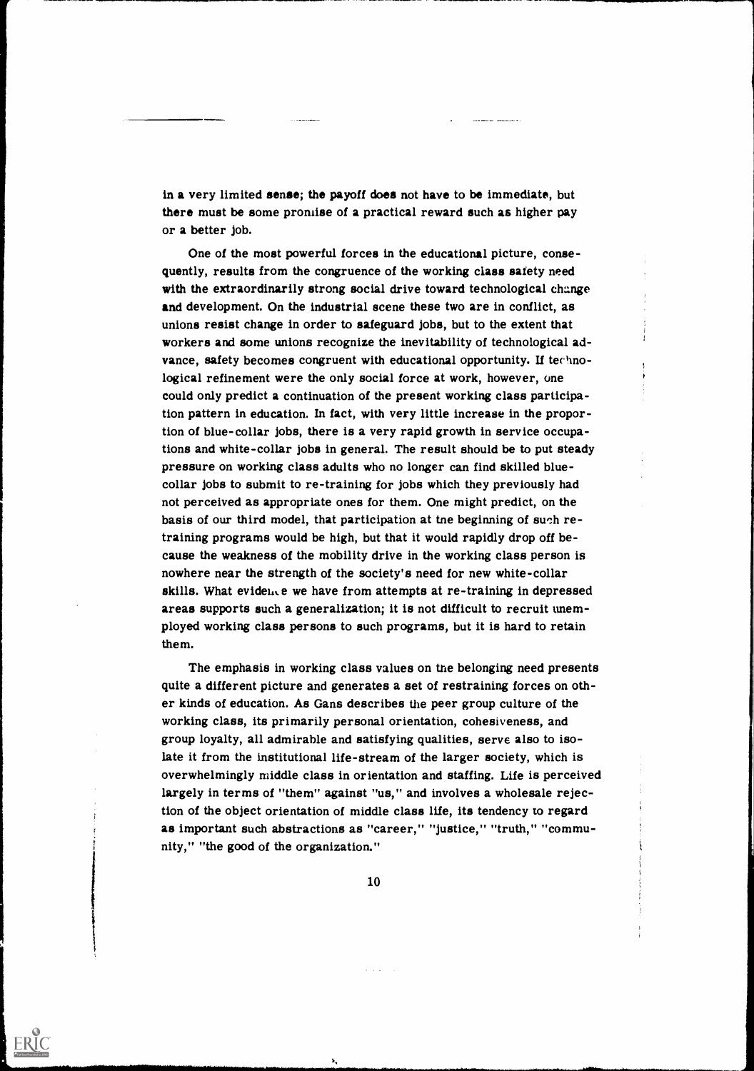in a very limited sense; the payoff does not have to be immediate, but there must be some promise of a practical reward such as higher pay or a better job.

One of the most powerful forces in the educational picture, consequently, results from the congruence of the working class safety need with the extraordinarily strong social drive toward technological change and development. On the industrial scene these two are in conflict, as unions resist change in order to safeguard jobs, but to the extent that workers and some unions recognize the inevitability of technological advance, safety becomes congruent with educational opportunity. If technological refinement were the only social force at work, however, one could only predict a continuation of the present working class participation pattern in education. In fact, with very little increase in the proportion of blue-collar jobs, there is a very rapid growth in service occupations and white-collar jobs in general. The result should be to put steady pressure on working class adults who no longer can find skilled blue-collar jobs to submit to re-training for jobs which they previously had not perceived as appropriate ones for them. One might predict, on the basis of our third model, that participation at the beginning of such re-training programs would be high, but that it would rapidly drop off because the weakness of the mobility drive in the working class person is nowhere near the strength of the society's need for new white-collar skills. What evidence we have from attempts at re-training in depressed areas supports such a generalization; it is not difficult to recruit unemployed working class persons to such programs, but it is hard to retain them.

The emphasis in working class values on the belonging need presents quite a different picture and generates a set of restraining forces on other kinds of education. As Gans describes the peer group culture of the working class, its primarily personal orientation, cohesiveness, and group loyalty, all admirable and satisfying qualities, serve also to isolate it from the institutional life-stream of the larger society, which is overwhelmingly middle class in orientation and staffing. Life is perceived largely in terms of "them" against "us," and involves a wholesale rejection of the object orientation of middle class life, its tendency to regard as important such abstractions as "career," "justice," "truth," "community," "the good of the organization."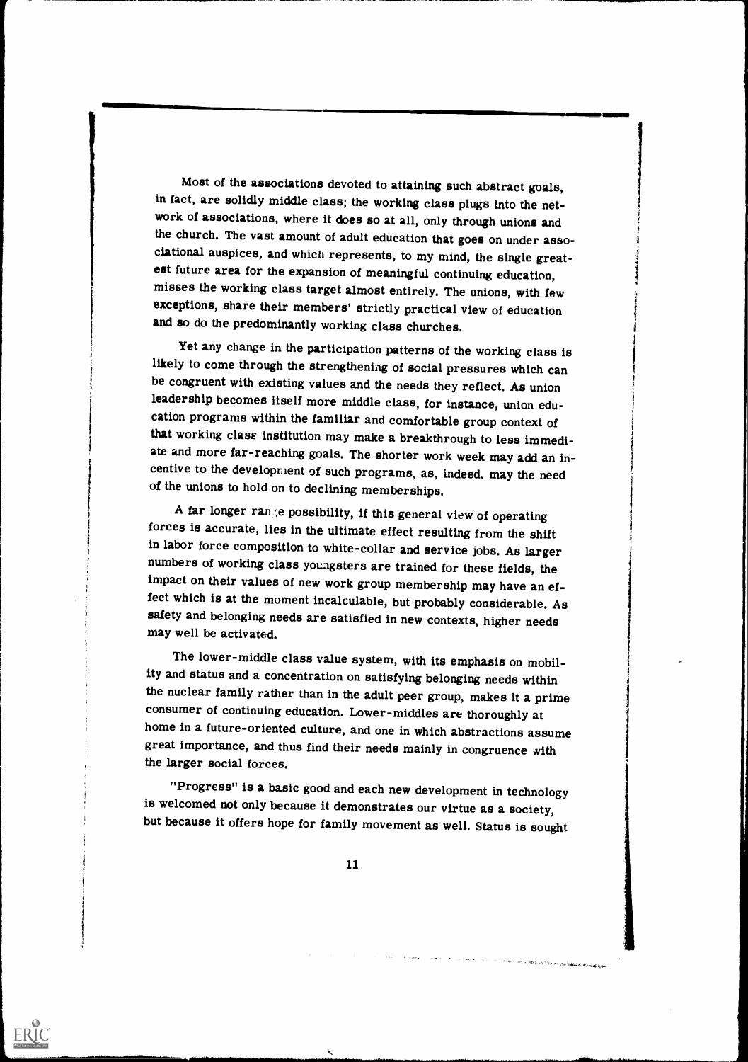Most of the associations devoted to attaining such abstract goals, in fact, are solidly middle class; the working class plugs into the network of associations, where it does so at all, only through unions and the church. The vast amount of adult education that goes on under associational auspices, and which represents, to my mind, the single greatest future area for the expansion of meaningful continuing education, misses the working class target almost entirely. The unions, with few exceptions, share their members' strictly practical view of education and so do the predominantly working class churches.

Yet any change in the participation patterns of the working class is likely to come through the strengthening of social pressures which can be congruent with existing values and the needs they reflect. As union leadership becomes itself more middle class, for instance, union education programs within the familiar and comfortable group context of that working class institution may make a breakthrough to less immediate and more far-reaching goals. The shorter work week may add an incentive to the development of such programs, as, indeed, may the need of the unions to hold on to declining memberships.

A far longer range possibility, if this general view of operating forces is accurate, lies in the ultimate effect resulting from the shift in labor force composition to white-collar and service jobs. As larger numbers of working class youngsters are trained for these fields, the impact on their values of new work group membership may have an effect which is at the moment incalculable, but probably considerable. As safety and belonging needs are satisfied in new contexts, higher needs may well be activated.

The lower-middle class value system, with its emphasis on mobility and status and a concentration on satisfying belonging needs within the nuclear family rather than in the adult peer group, makes it a prime consumer of continuing education. Lower-middles are thoroughly at home in a future-oriented culture, and one in which abstractions assume great importance, and thus find their needs mainly in congruence with the larger social forces.

"Progress" is a basic good and each new development in technology is welcomed not only because it demonstrates our virtue as a society, but because it offers hope for family movement as well. Status is sought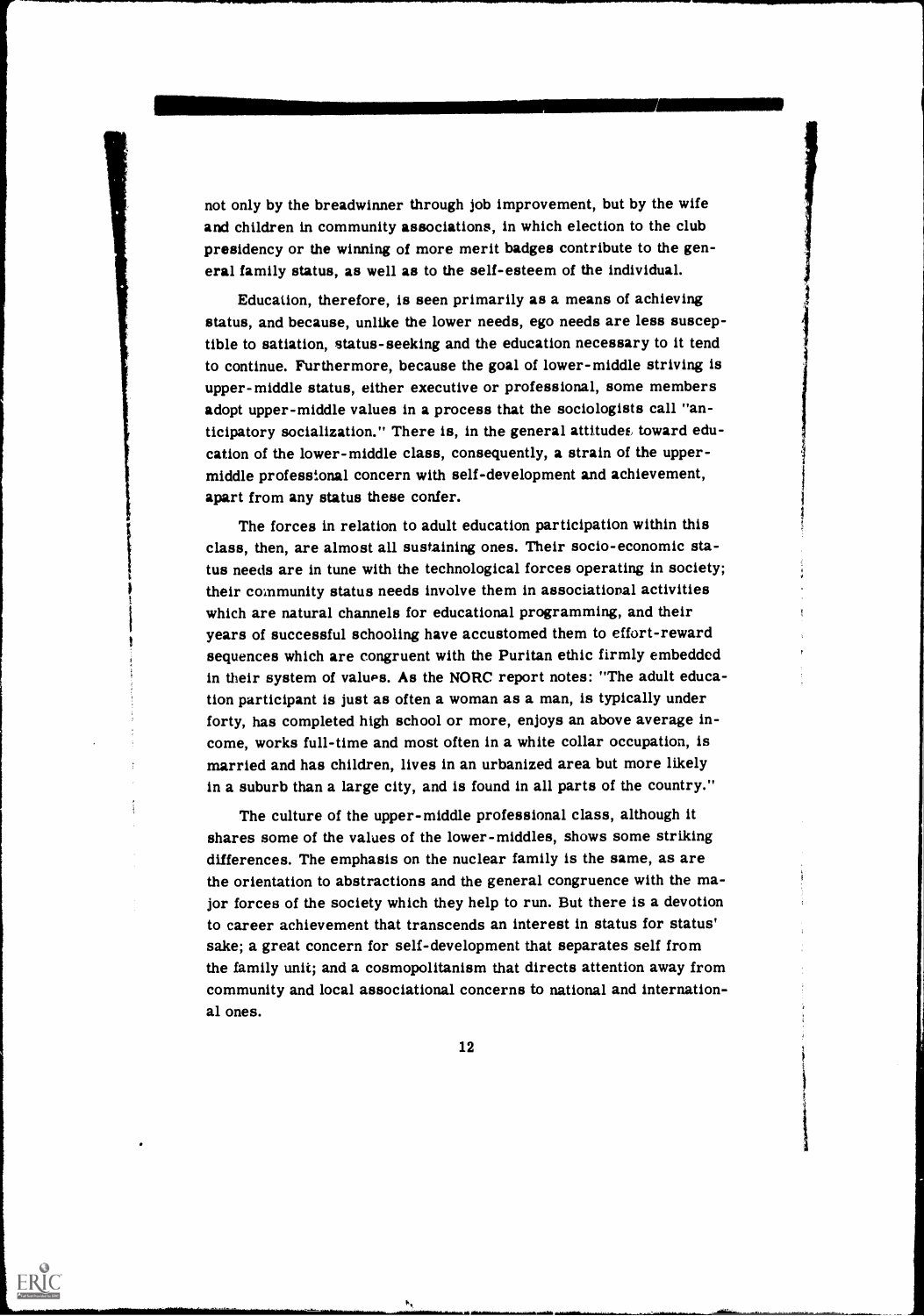not only by the breadwinner through job improvement, but by the wife and children in community associations, in which election to the club presidency or the winning of more merit badges contribute to the general family status, as well as to the self-esteem of the individual.

Education, therefore, is seen primarily as a means of achieving status, and because, unlike the lower needs, ego needs are less susceptible to satiation, status-seeking and the education necessary to it tend to continue. Furthermore, because the goal of lower-middle striving is upper-middle status, either executive or professional, some members adopt upper-middle values in a process that the sociologists call "anticipatory socialization." There is, in the general attitudes toward education of the lower-middle class, consequently, a strain of the upper-middle professional concern with self-development and achievement, apart from any status these confer.

The forces in relation to adult education participation within this class, then, are almost all sustaining ones. Their socio-economic status needs are in tune with the technological forces operating in society; their community status needs involve them in associational activities which are natural channels for educational programming, and their years of successful schooling have accustomed them to effort-reward sequences which are congruent with the Puritan ethic firmly embedded in their system of values. As the NORC report notes: "The adult education participant is just as often a woman as a man, is typically under forty, has completed high school or more, enjoys an above average income, works full-time and most often in a white collar occupation, is married and has children, lives in an urbanized area but more likely in a suburb than a large city, and is found in all parts of the country."

The culture of the upper-middle professional class, although it shares some of the values of the lower-middles, shows some striking differences. The emphasis on the nuclear family is the same, as are the orientation to abstractions and the general congruence with the major forces of the society which they help to run. But there is a devotion to career achievement that transcends an interest in status for status' sake; a great concern for self-development that separates self from the family unit; and a cosmopolitanism that directs attention away from community and local associational concerns to national and international ones.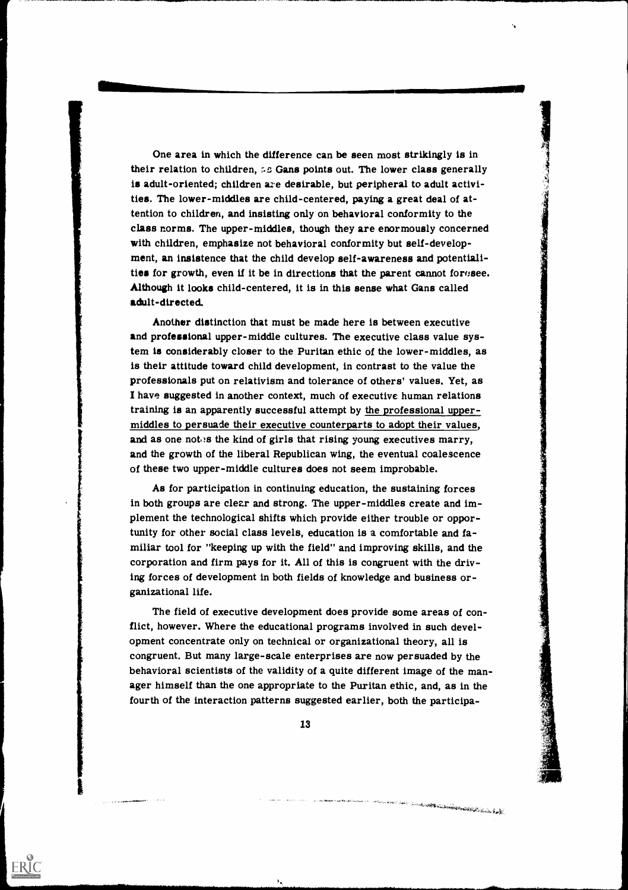One area in which the difference can be seen most strikingly is in their relation to children, as Gans points out. The lower class generally is adult-oriented; children are desirable, but peripheral to adult activities. The lower-middles are child-centered, paying a great deal of attention to children, and insisting only on behavioral conformity to the class norms. The upper-middles, though they are enormously concerned with children, emphasize not behavioral conformity but self-development, an insistence that the child develop self-awareness and potentialities for growth, even if it be in directions that the parent cannot foresee. Although it looks child-centered, it is in this sense what Gans called adult-directed.

Another distinction that must be made here is between executive and professional upper-middle cultures. The executive class value system is considerably closer to the Puritan ethic of the lower-middles, as is their attitude toward child development, in contrast to the value the professionals put on relativism and tolerance of others' values. Yet, as I have suggested in another context, much of executive human relations training is an apparently successful attempt by the professional upper-middles to persuade their executive counterparts to adopt their values, and as one notes the kind of girls that rising young executives marry, and the growth of the liberal Republican wing, the eventual coalescence of these two upper-middle cultures does not seem improbable.

As for participation in continuing education, the sustaining forces in both groups are clear and strong. The upper-middles create and implement the technological shifts which provide either trouble or opportunity for other social class levels, education is a comfortable and familiar tool for "keeping up with the field" and improving skills, and the corporation and firm pays for it. All of this is congruent with the driving forces of development in both fields of knowledge and business organizational life.

The field of executive development does provide some areas of conflict, however. Where the educational programs involved in such development concentrate only on technical or organizational theory, all is congruent. But many large-scale enterprises are now persuaded by the behavioral scientists of the validity of a quite different image of the manager himself than the one appropriate to the Puritan ethic, and, as in the fourth of the interaction patterns suggested earlier, both the participa-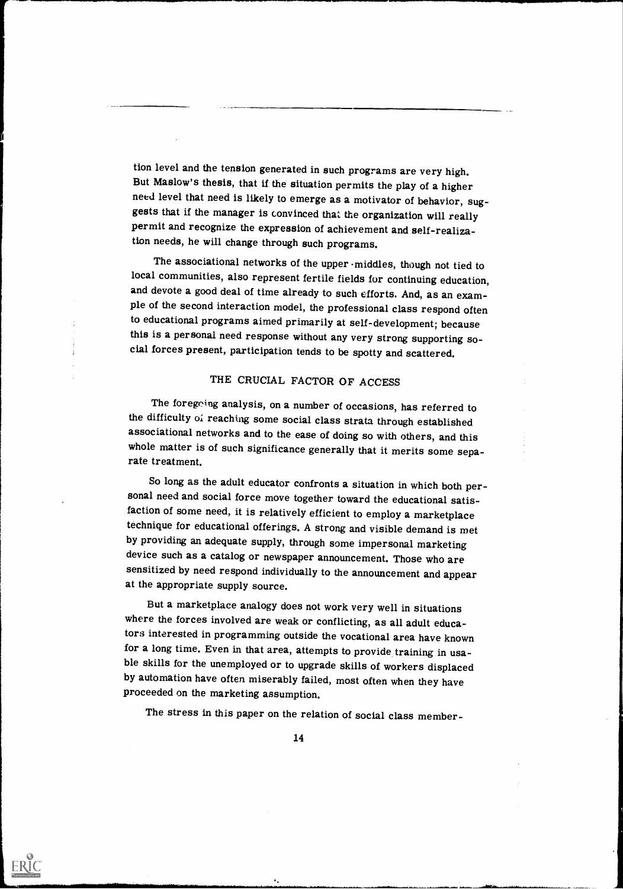tion level and the tension generated in such programs are very high. But Maslow's thesis, that if the situation permits the play of a higher need level that need is likely to emerge as a motivator of behavior, suggests that if the manager is convinced that the organization will really permit and recognize the expression of achievement and self-realization needs, he will change through such programs.

The associational networks of the upper-middles, though not tied to local communities, also represent fertile fields for continuing education, and devote a good deal of time already to such efforts. And, as an example of the second interaction model, the professional class respond often to educational programs aimed primarily at self-development; because this is a personal need response without any very strong supporting social forces present, participation tends to be spotty and scattered.

## THE CRUCIAL FACTOR OF ACCESS

The foregoing analysis, on a number of occasions, has referred to the difficulty of reaching some social class strata through established associational networks and to the ease of doing so with others, and this whole matter is of such significance generally that it merits some separate treatment.

So long as the adult educator confronts a situation in which both personal need and social force move together toward the educational satisfaction of some need, it is relatively efficient to employ a marketplace technique for educational offerings. A strong and visible demand is met by providing an adequate supply, through some impersonal marketing device such as a catalog or newspaper announcement. Those who are sensitized by need respond individually to the announcement and appear at the appropriate supply source.

But a marketplace analogy does not work very well in situations where the forces involved are weak or conflicting, as all adult educators interested in programming outside the vocational area have known for a long time. Even in that area, attempts to provide training in usable skills for the unemployed or to upgrade skills of workers displaced by automation have often miserably failed, most often when they have proceeded on the marketing assumption.

The stress in this paper on the relation of social class member-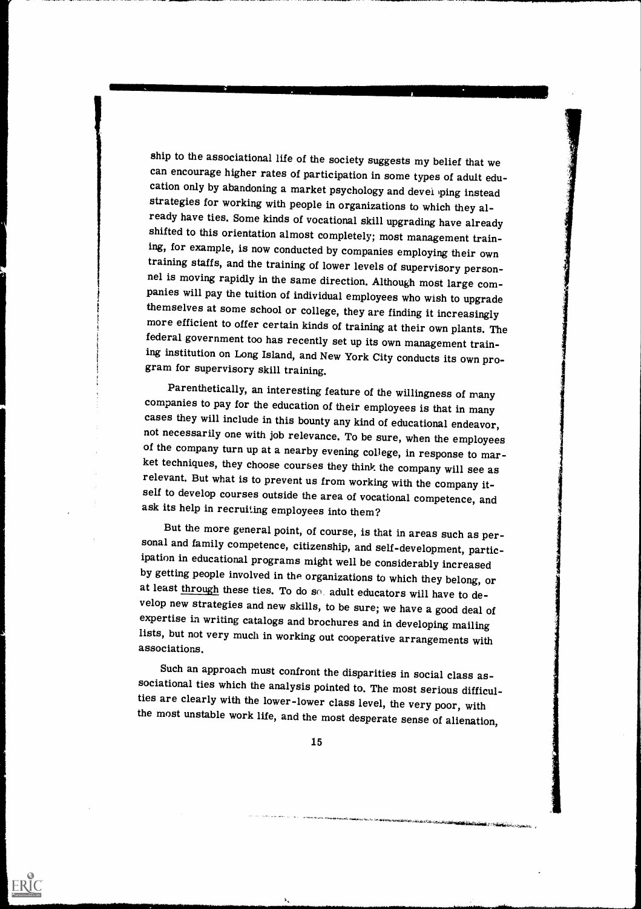ship to the associational life of the society suggests my belief that we can encourage higher rates of participation in some types of adult education only by abandoning a market psychology and developing instead strategies for working with people in organizations to which they already have ties. Some kinds of vocational skill upgrading have already shifted to this orientation almost completely; most management training, for example, is now conducted by companies employing their own training staffs, and the training of lower levels of supervisory personnel is moving rapidly in the same direction. Although most large companies will pay the tuition of individual employees who wish to upgrade themselves at some school or college, they are finding it increasingly more efficient to offer certain kinds of training at their own plants. The federal government too has recently set up its own management training institution on Long Island, and New York City conducts its own program for supervisory skill training.

Parenthetically, an interesting feature of the willingness of many companies to pay for the education of their employees is that in many cases they will include in this bounty any kind of educational endeavor, not necessarily one with job relevance. To be sure, when the employees of the company turn up at a nearby evening college, in response to market techniques, they choose courses they think the company will see as relevant. But what is to prevent us from working with the company itself to develop courses outside the area of vocational competence, and ask its help in recruiting employees into them?

But the more general point, of course, is that in areas such as personal and family competence, citizenship, and self-development, participation in educational programs might well be considerably increased by getting people involved in the organizations to which they belong, or at least <u>through</u> these ties. To do so, adult educators will have to develop new strategies and new skills, to be sure; we have a good deal of expertise in writing catalogs and brochures and in developing mailing lists, but not very much in working out cooperative arrangements with associations.

Such an approach must confront the disparities in social class associational ties which the analysis pointed to. The most serious difficulties are clearly with the lower-lower class level, the very poor, with the most unstable work life, and the most desperate sense of alienation,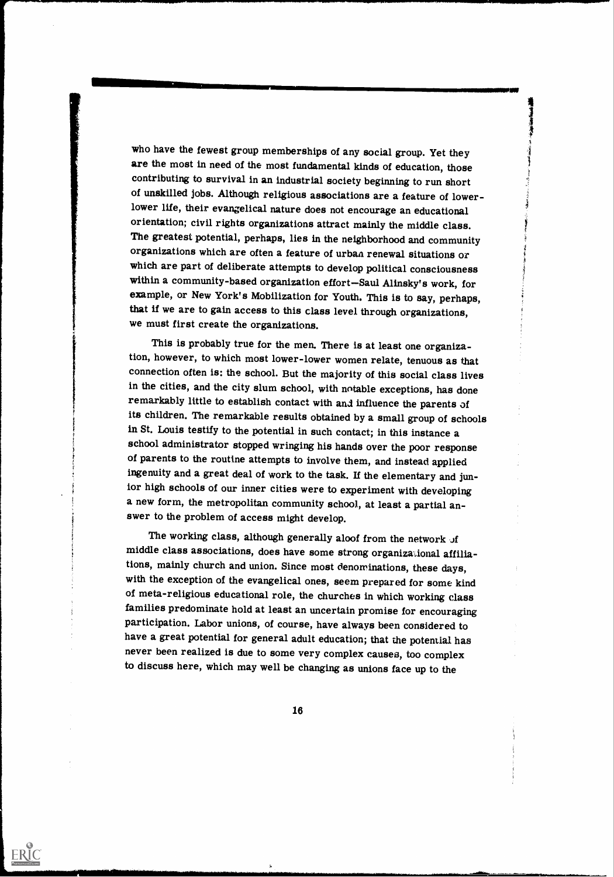who have the fewest group memberships of any social group. Yet they are the most in need of the most fundamental kinds of education, those contributing to survival in an industrial society beginning to run short of unskilled jobs. Although religious associations are a feature of lower-lower life, their evangelical nature does not encourage an educational orientation; civil rights organizations attract mainly the middle class. The greatest potential, perhaps, lies in the neighborhood and community organizations which are often a feature of urban renewal situations or which are part of deliberate attempts to develop political consciousness within a community-based organization effort—Saul Alinsky's work, for example, or New York's Mobilization for Youth. This is to say, perhaps, that if we are to gain access to this class level through organizations, we must first create the organizations.

This is probably true for the men. There is at least one organization, however, to which most lower-lower women relate, tenuous as that connection often is: the school. But the majority of this social class lives in the cities, and the city slum school, with notable exceptions, has done remarkably little to establish contact with and influence the parents of its children. The remarkable results obtained by a small group of schools in St. Louis testify to the potential in such contact; in this instance a school administrator stopped wringing his hands over the poor response of parents to the routine attempts to involve them, and instead applied ingenuity and a great deal of work to the task. If the elementary and junior high schools of our inner cities were to experiment with developing a new form, the metropolitan community school, at least a partial answer to the problem of access might develop.

The working class, although generally aloof from the network of middle class associations, does have some strong organizational affiliations, mainly church and union. Since most denominations, these days, with the exception of the evangelical ones, seem prepared for some kind of meta-religious educational role, the churches in which working class families predominate hold at least an uncertain promise for encouraging participation. Labor unions, of course, have always been considered to have a great potential for general adult education; that the potential has never been realized is due to some very complex causes, too complex to discuss here, which may well be changing as unions face up to the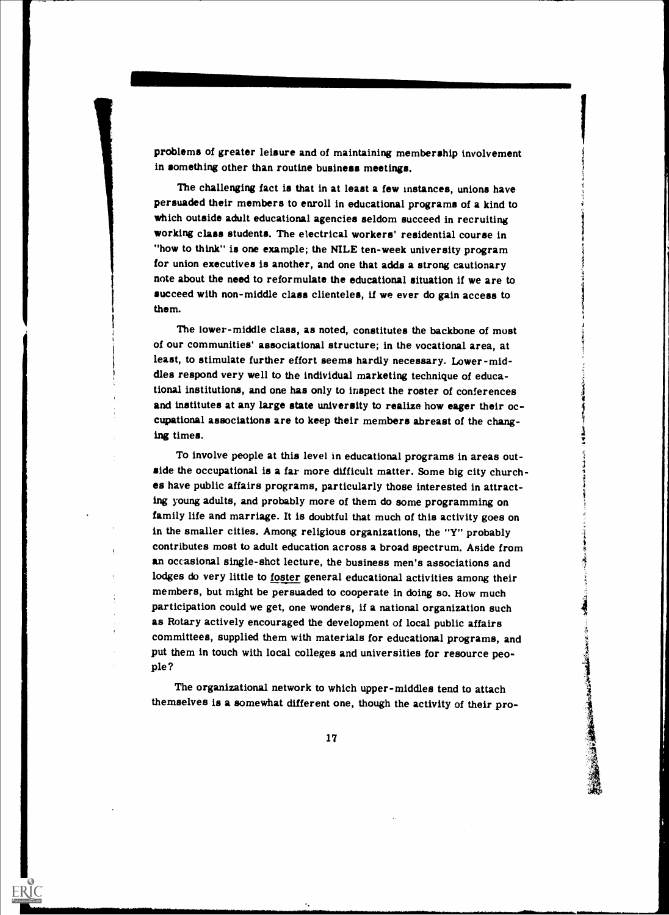problems of greater leisure and of maintaining membership involvement in something other than routine business meetings.

The challenging fact is that in at least a few instances, unions have persuaded their members to enroll in educational programs of a kind to which outside adult educational agencies seldom succeed in recruiting working class students. The electrical workers' residential course in "how to think" is one example; the NILE ten-week university program for union executives is another, and one that adds a strong cautionary note about the need to reformulate the educational situation if we are to succeed with non-middle class clienteles, if we ever do gain access to them.

The lower-middle class, as noted, constitutes the backbone of most of our communities' associational structure; in the vocational area, at least, to stimulate further effort seems hardly necessary. Lower-middles respond very well to the individual marketing technique of educational institutions, and one has only to inspect the roster of conferences and institutes at any large state university to realize how eager their occupational associations are to keep their members abreast of the changing times.

To involve people at this level in educational programs in areas outside the occupational is a far more difficult matter. Some big city churches have public affairs programs, particularly those interested in attracting young adults, and probably more of them do some programming on family life and marriage. It is doubtful that much of this activity goes on in the smaller cities. Among religious organizations, the "Y" probably contributes most to adult education across a broad spectrum. Aside from an occasional single-shot lecture, the business men's associations and lodges do very little to <u>foster</u> general educational activities among their members, but might be persuaded to cooperate in doing so. How much participation could we get, one wonders, if a national organization such as Rotary actively encouraged the development of local public affairs committees, supplied them with materials for educational programs, and put them in touch with local colleges and universities for resource people?

The organizational network to which upper-middles tend to attach themselves is a somewhat different one, though the activity of their pro-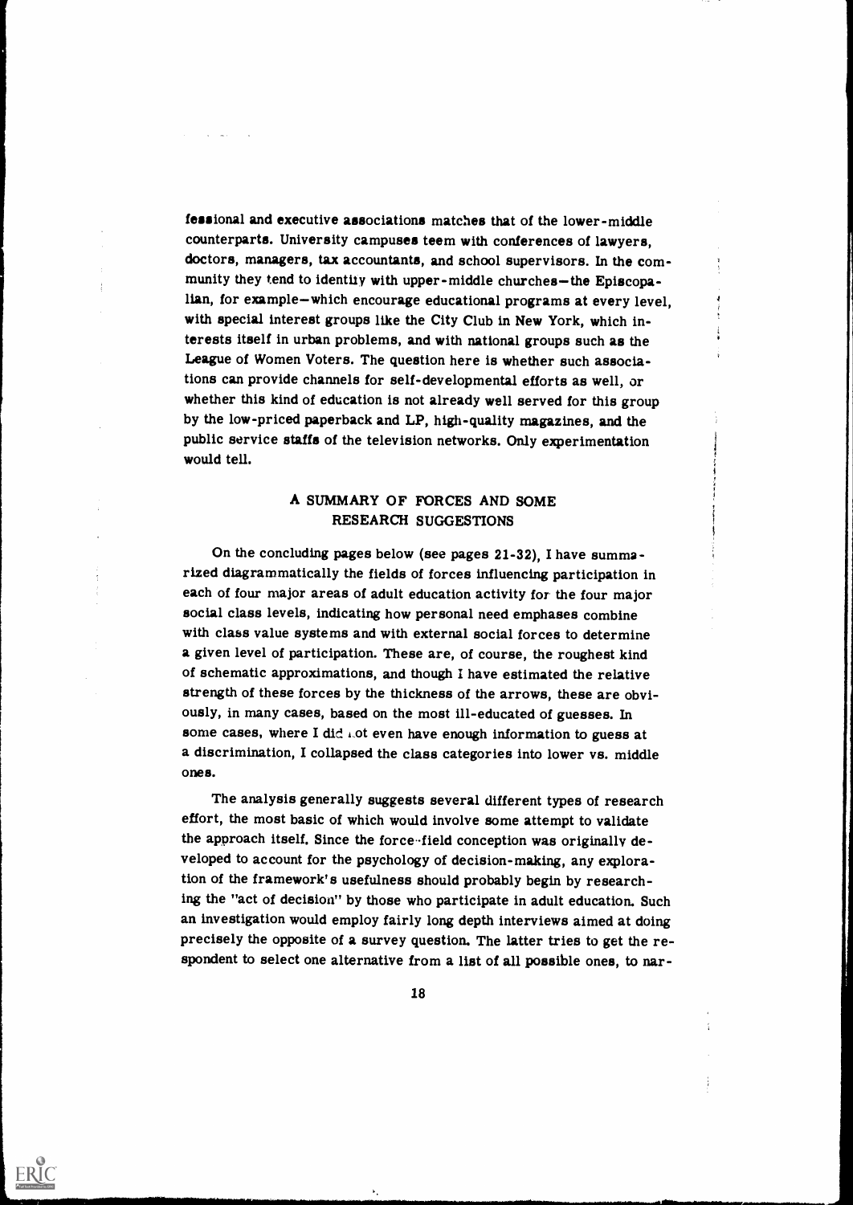fessional and executive associations matches that of the lower-middle counterparts. University campuses teem with conferences of lawyers, doctors, managers, tax accountants, and school supervisors. In the community they tend to identify with upper-middle churches—the Episcopalian, for example—which encourage educational programs at every level, with special interest groups like the City Club in New York, which interests itself in urban problems, and with national groups such as the League of Women Voters. The question here is whether such associations can provide channels for self-developmental efforts as well, or whether this kind of education is not already well served for this group by the low-priced paperback and LP, high-quality magazines, and the public service staffs of the television networks. Only experimentation would tell.

## A SUMMARY OF FORCES AND SOME RESEARCH SUGGESTIONS

On the concluding pages below (see pages 21-32), I have summarized diagrammatically the fields of forces influencing participation in each of four major areas of adult education activity for the four major social class levels, indicating how personal need emphases combine with class value systems and with external social forces to determine a given level of participation. These are, of course, the roughest kind of schematic approximations, and though I have estimated the relative strength of these forces by the thickness of the arrows, these are obviously, in many cases, based on the most ill-educated of guesses. In some cases, where I did not even have enough information to guess at a discrimination, I collapsed the class categories into lower vs. middle ones.

The analysis generally suggests several different types of research effort, the most basic of which would involve some attempt to validate the approach itself. Since the force-field conception was originally developed to account for the psychology of decision-making, any exploration of the framework's usefulness should probably begin by researching the "act of decision" by those who participate in adult education. Such an investigation would employ fairly long depth interviews aimed at doing precisely the opposite of a survey question. The latter tries to get the respondent to select one alternative from a list of all possible ones, to nar-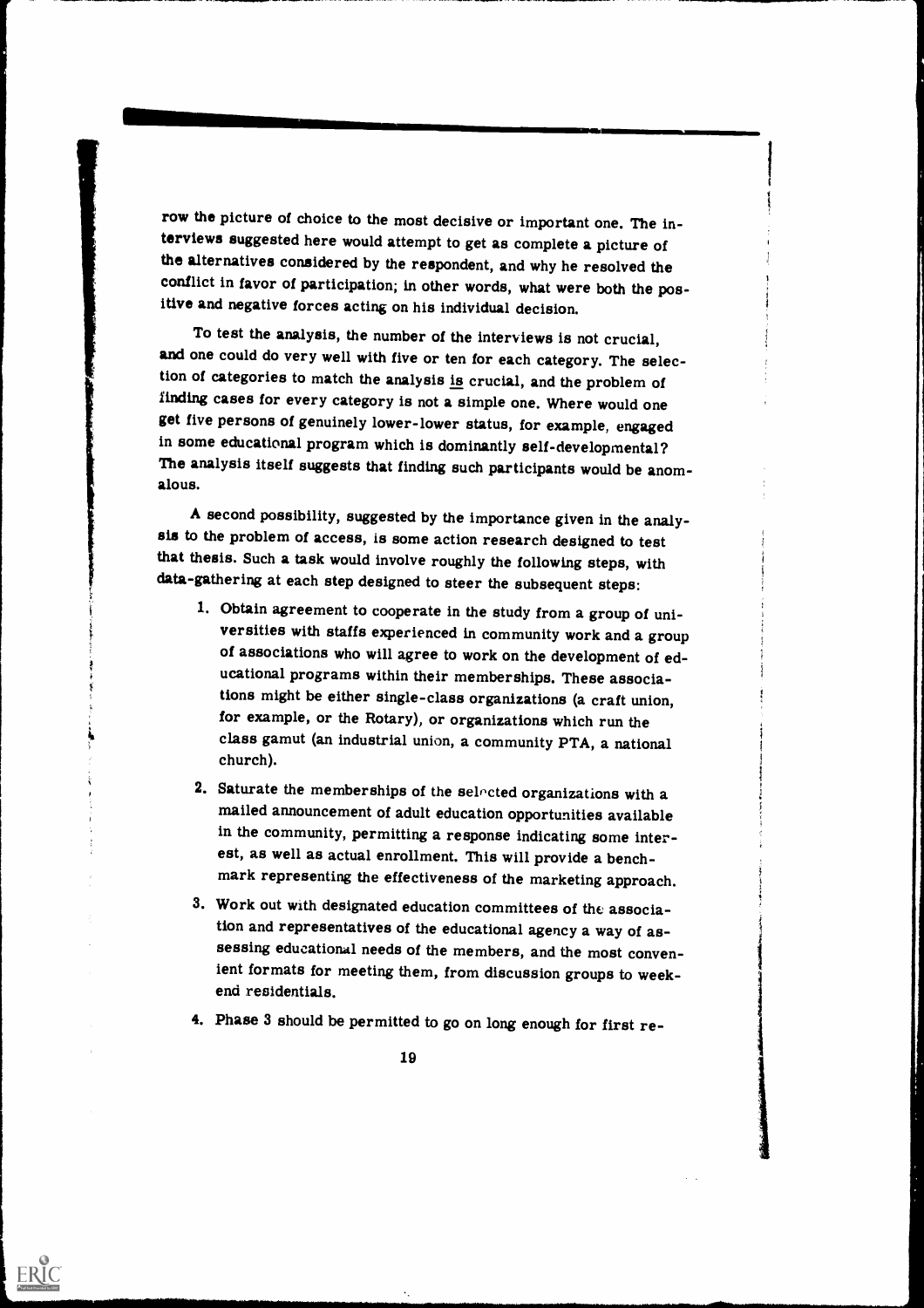row the picture of choice to the most decisive or important one. The interviews suggested here would attempt to get as complete a picture of the alternatives considered by the respondent, and why he resolved the conflict in favor of participation; in other words, what were both the positive and negative forces acting on his individual decision.

To test the analysis, the number of the interviews is not crucial, and one could do very well with five or ten for each category. The selection of categories to match the analysis is crucial, and the problem of finding cases for every category is not a simple one. Where would one get five persons of genuinely lower-lower status, for example, engaged in some educational program which is dominantly self-developmental? The analysis itself suggests that finding such participants would be anomalous.

A second possibility, suggested by the importance given in the analysis to the problem of access, is some action research designed to test that thesis. Such a task would involve roughly the following steps, with data-gathering at each step designed to steer the subsequent steps:

1. Obtain agreement to cooperate in the study from a group of universities with staffs experienced in community work and a group of associations who will agree to work on the development of educational programs within their memberships. These associations might be either single-class organizations (a craft union, for example, or the Rotary), or organizations which run the class gamut (an industrial union, a community PTA, a national church).
2. Saturate the memberships of the selected organizations with a mailed announcement of adult education opportunities available in the community, permitting a response indicating some interest, as well as actual enrollment. This will provide a benchmark representing the effectiveness of the marketing approach.
3. Work out with designated education committees of the association and representatives of the educational agency a way of assessing educational needs of the members, and the most convenient formats for meeting them, from discussion groups to weekend residentials.
4. Phase 3 should be permitted to go on long enough for first re-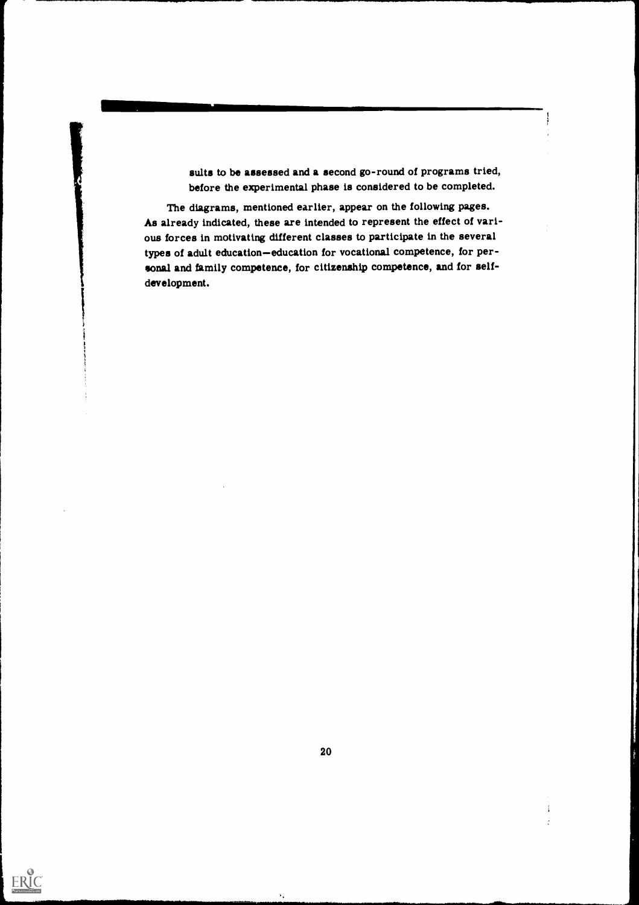sults to be assessed and a second go-round of programs tried, before the experimental phase is considered to be completed.

The diagrams, mentioned earlier, appear on the following pages. As already indicated, these are intended to represent the effect of various forces in motivating different classes to participate in the several types of adult education—education for vocational competence, for personal and family competence, for citizenship competence, and for self-development.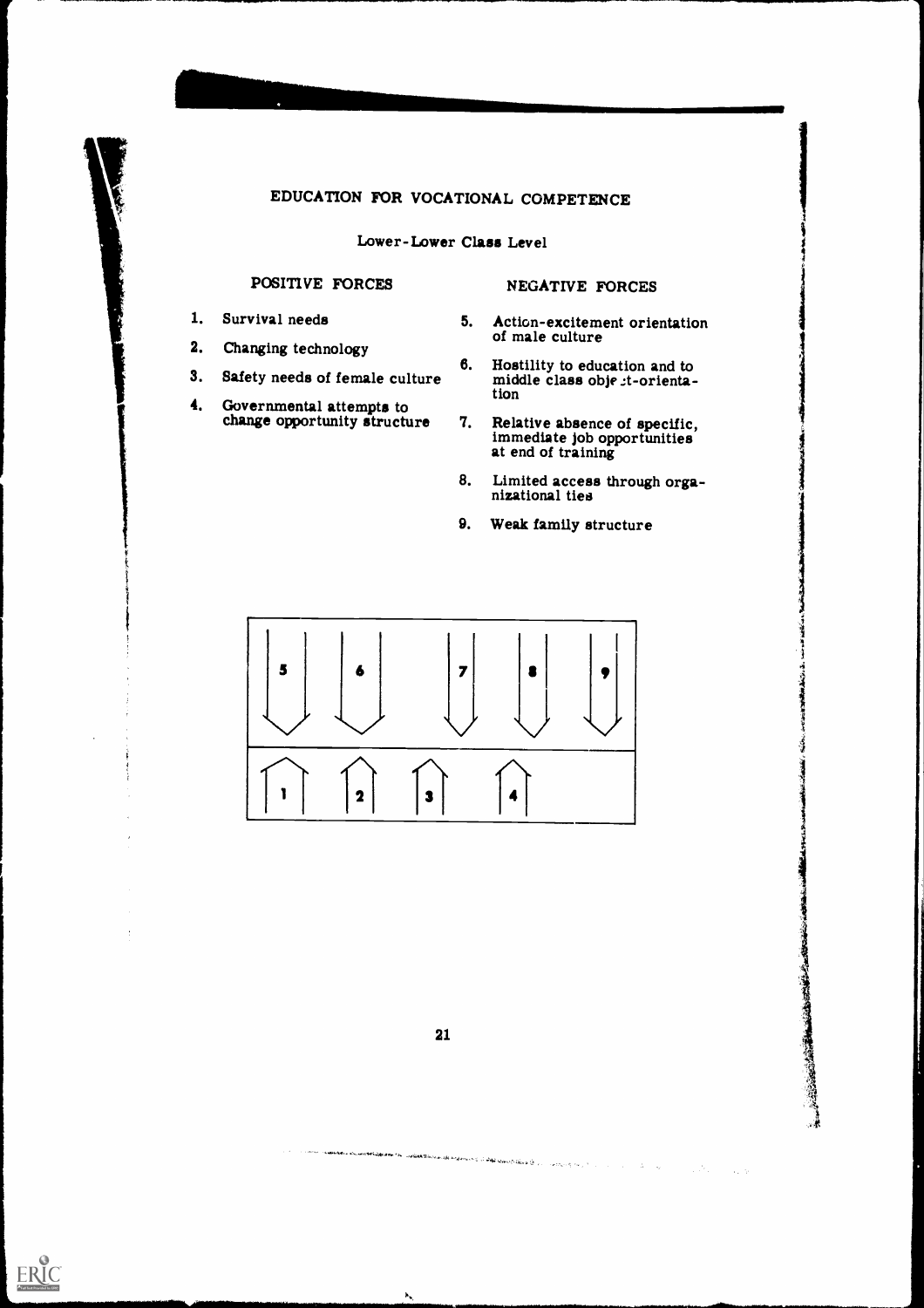# EDUCATION FOR VOCATIONAL COMPETENCE

## Lower-Lower Class Level

**POSITIVE FORCES**

1. Survival needs
2. Changing technology
3. Safety needs of female culture
4. Governmental attempts to change opportunity structure

**NEGATIVE FORCES**

5. Action-excitement orientation of male culture
6. Hostility to education and to middle class object-orientation
7. Relative absence of specific, immediate job opportunities at end of training
8. Limited access through organizational ties
9. Weak family structure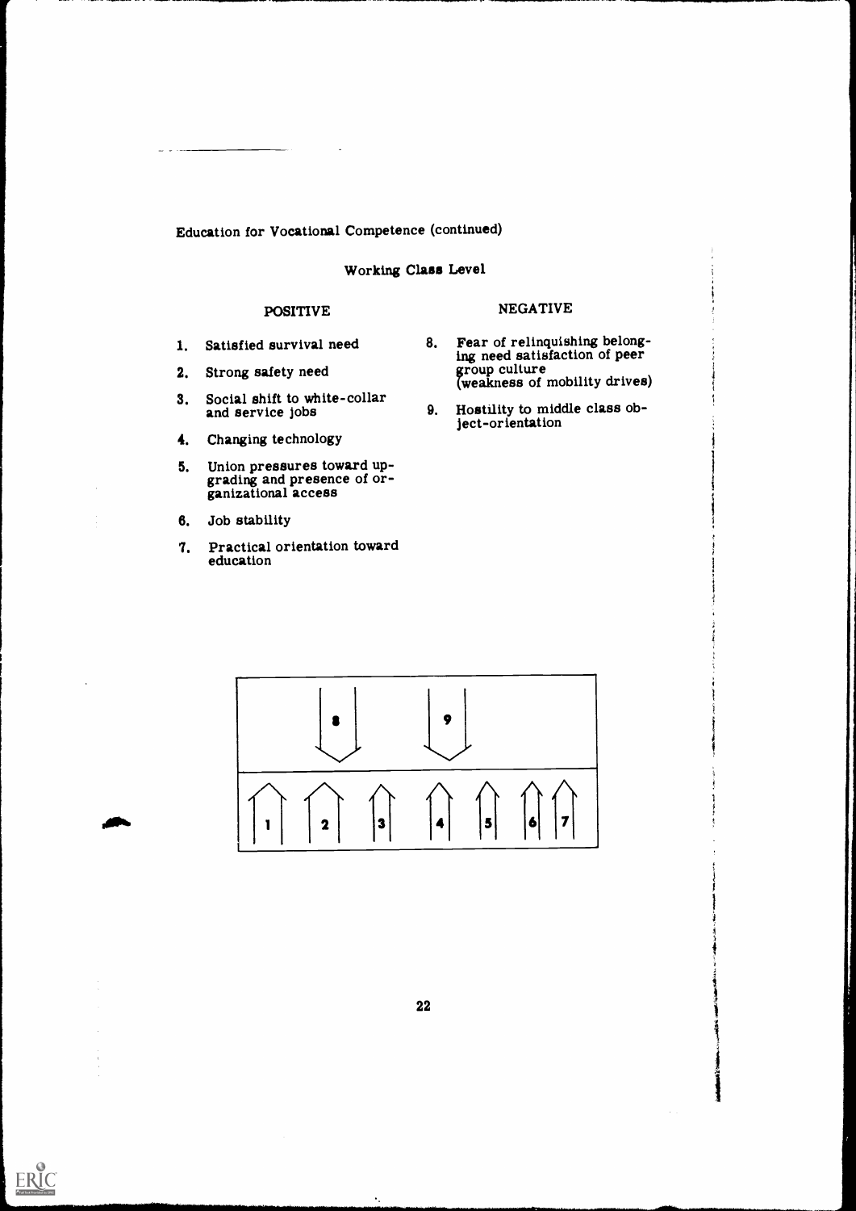Education for Vocational Competence (continued)

## Working Class Level

**POSITIVE**

1. Satisfied survival need
2. Strong safety need
3. Social shift to white-collar and service jobs
4. Changing technology
5. Union pressures toward upgrading and presence of organizational access
6. Job stability
7. Practical orientation toward education

**NEGATIVE**

8. Fear of relinquishing belonging need satisfaction of peer group culture (weakness of mobility drives)
9. Hostility to middle class object-orientation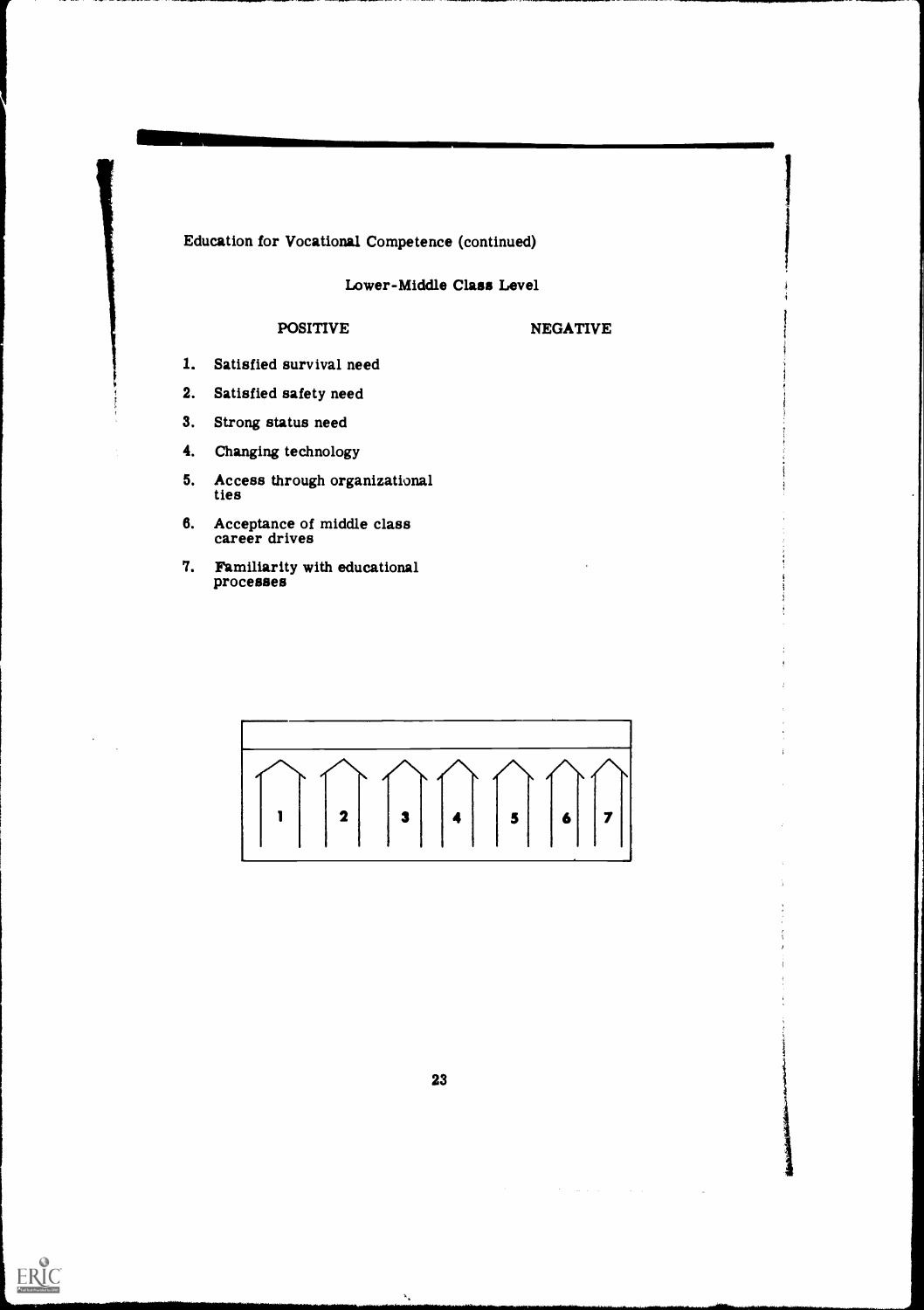Education for Vocational Competence (continued)

## Lower-Middle Class Level

| POSITIVE | NEGATIVE |
|---|---|
| 1. Satisfied survival need | |
| 2. Satisfied safety need | |
| 3. Strong status need | |
| 4. Changing technology | |
| 5. Access through organizational ties | |
| 6. Acceptance of middle class career drives | |
| 7. Familiarity with educational processes | |

1 2 3 4 5 6 7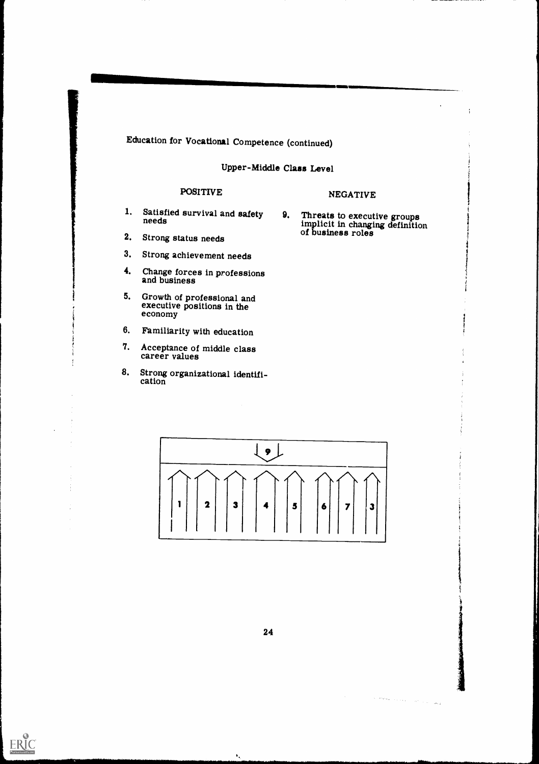Education for Vocational Competence (continued)

## Upper-Middle Class Level

| POSITIVE | NEGATIVE |
|---|---|
| 1. Satisfied survival and safety needs | 9. Threats to executive groups implicit in changing definition of business roles |
| 2. Strong status needs | |
| 3. Strong achievement needs | |
| 4. Change forces in professions and business | |
| 5. Growth of professional and executive positions in the economy | |
| 6. Familiarity with education | |
| 7. Acceptance of middle class career values | |
| 8. Strong organizational identification | |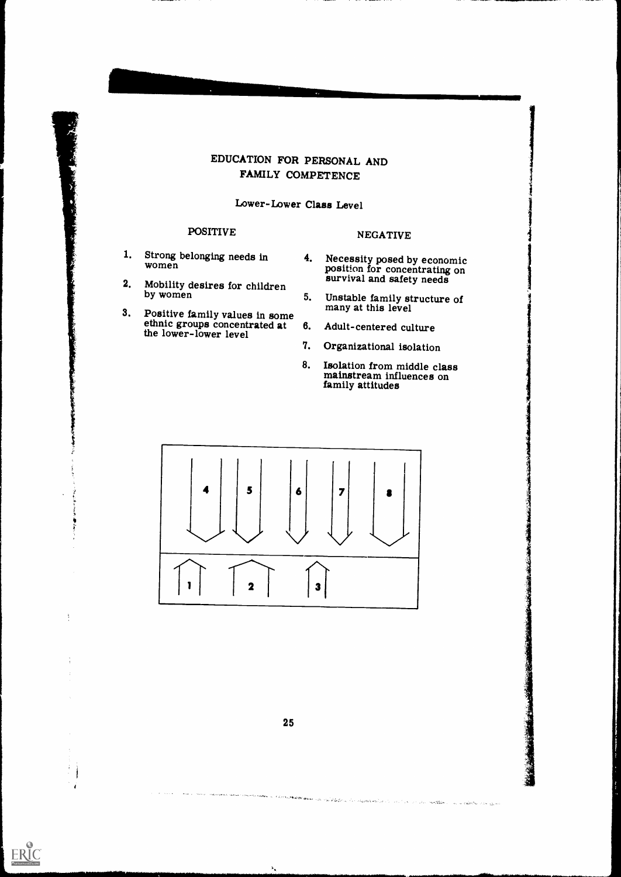# EDUCATION FOR PERSONAL AND FAMILY COMPETENCE

## Lower-Lower Class Level

**POSITIVE**

1. Strong belonging needs in women
2. Mobility desires for children by women
3. Positive family values in some ethnic groups concentrated at the lower-lower level

**NEGATIVE**

4. Necessity posed by economic position for concentrating on survival and safety needs
5. Unstable family structure of many at this level
6. Adult-centered culture
7. Organizational isolation
8. Isolation from middle class mainstream influences on family attitudes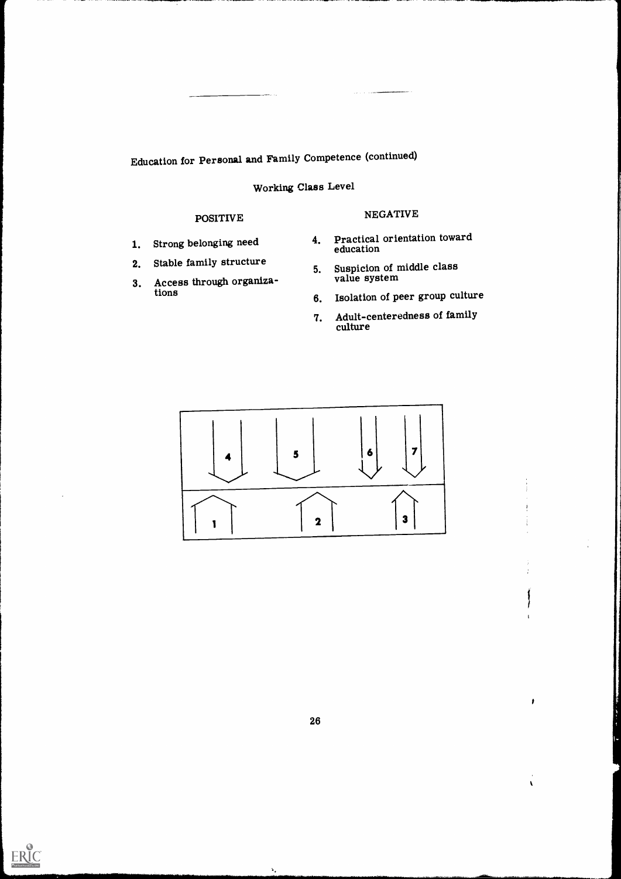Education for Personal and Family Competence (continued)

Working Class Level

| POSITIVE | NEGATIVE |
|---|---|
| 1. Strong belonging need | 4. Practical orientation toward education |
| 2. Stable family structure | 5. Suspicion of middle class value system |
| 3. Access through organizations | 6. Isolation of peer group culture |
| | 7. Adult-centeredness of family culture |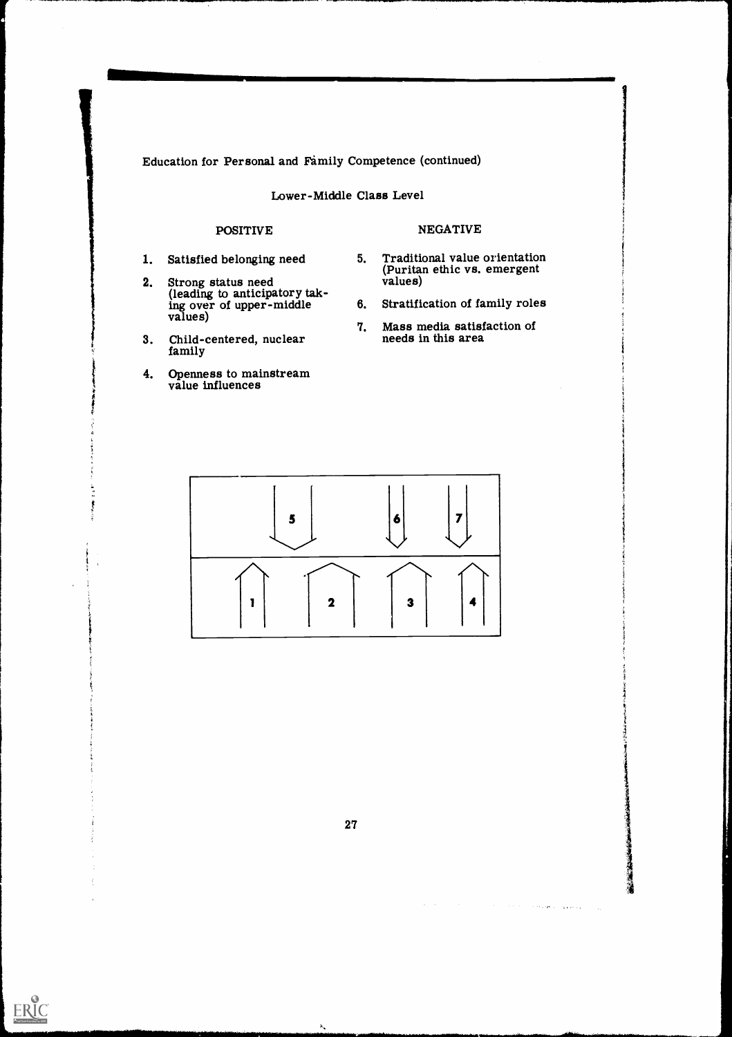Education for Personal and Family Competence (continued)

## Lower-Middle Class Level

**POSITIVE**

1. Satisfied belonging need
2. Strong status need (leading to anticipatory taking over of upper-middle values)
3. Child-centered, nuclear family
4. Openness to mainstream value influences

**NEGATIVE**

5. Traditional value orientation (Puritan ethic vs. emergent values)
6. Stratification of family roles
7. Mass media satisfaction of needs in this area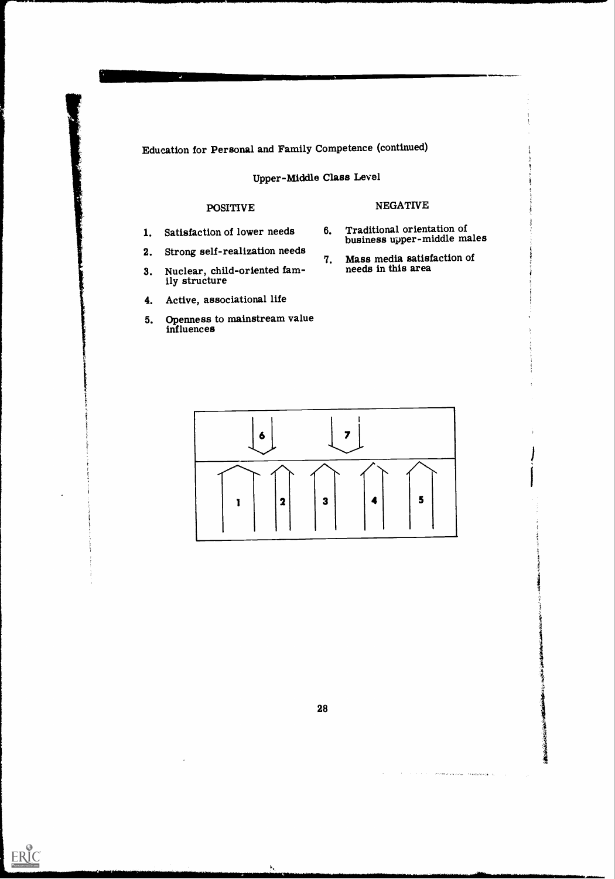Education for Personal and Family Competence (continued)

## Upper-Middle Class Level

| POSITIVE | NEGATIVE |
|---|---|
| 1. Satisfaction of lower needs | 6. Traditional orientation of business upper-middle males |
| 2. Strong self-realization needs | 7. Mass media satisfaction of needs in this area |
| 3. Nuclear, child-oriented family structure | |
| 4. Active, associational life | |
| 5. Openness to mainstream value influences | |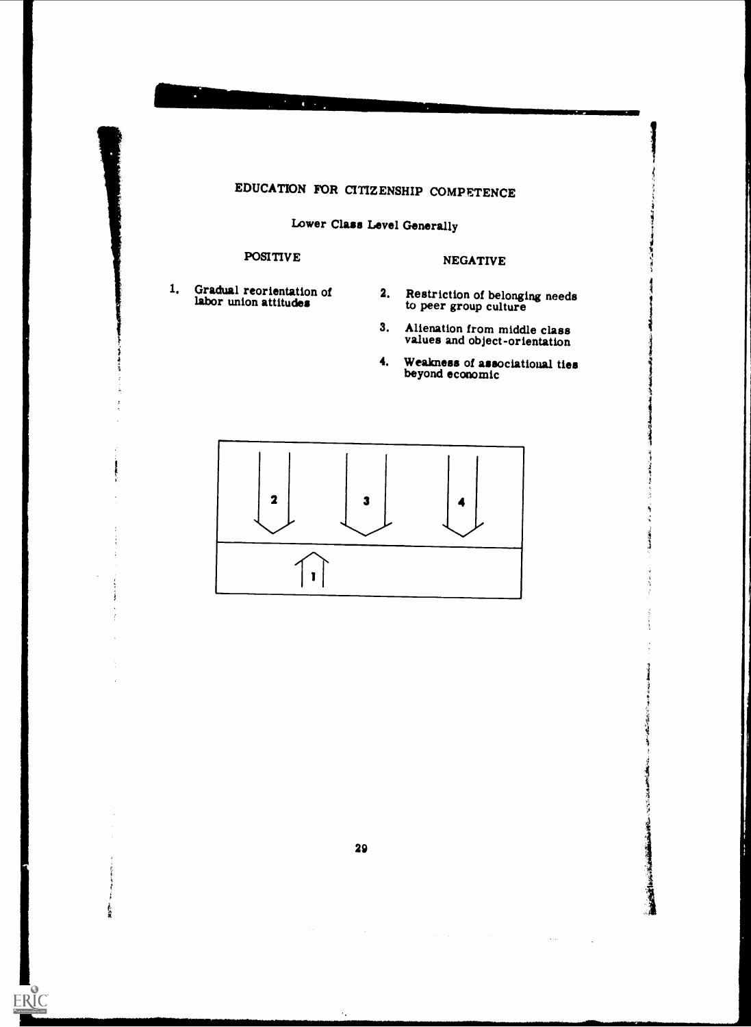# EDUCATION FOR CITIZENSHIP COMPETENCE

## Lower Class Level Generally

| POSITIVE | NEGATIVE |
|---|---|
| 1. Gradual reorientation of labor union attitudes | 2. Restriction of belonging needs to peer group culture |
| | 3. Alienation from middle class values and object-orientation |
| | 4. Weakness of associational ties beyond economic |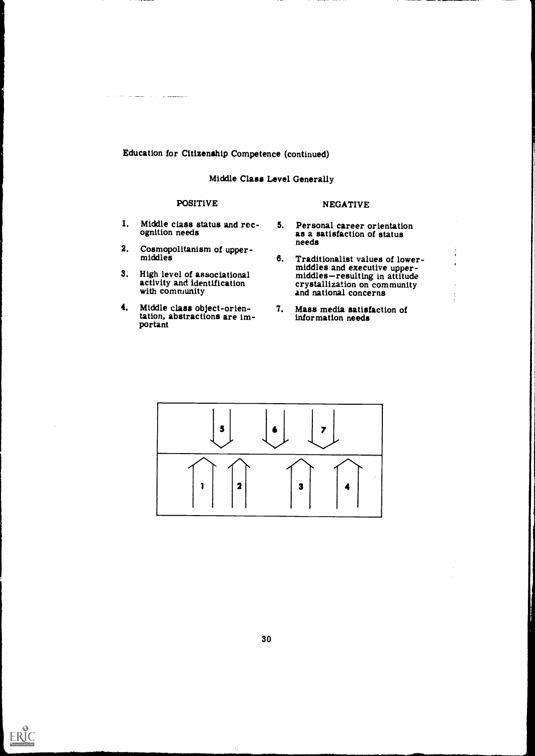Education for Citizenship Competence (continued)

## Middle Class Level Generally

| POSITIVE | NEGATIVE |
|---|---|
| 1. Middle class status and recognition needs | 5. Personal career orientation as a satisfaction of status needs |
| 2. Cosmopolitanism of upper-middles | 6. Traditionalist values of lower-middles and executive upper-middles—resulting in attitude crystallization on community and national concerns |
| 3. High level of associational activity and identification with community | 7. Mass media satisfaction of information needs |
| 4. Middle class object-orientation, abstractions are important | |

↓ 5 ↓ 6 ↓ 7

↑ 1 ↑ 2 ↑ 3 ↑ 4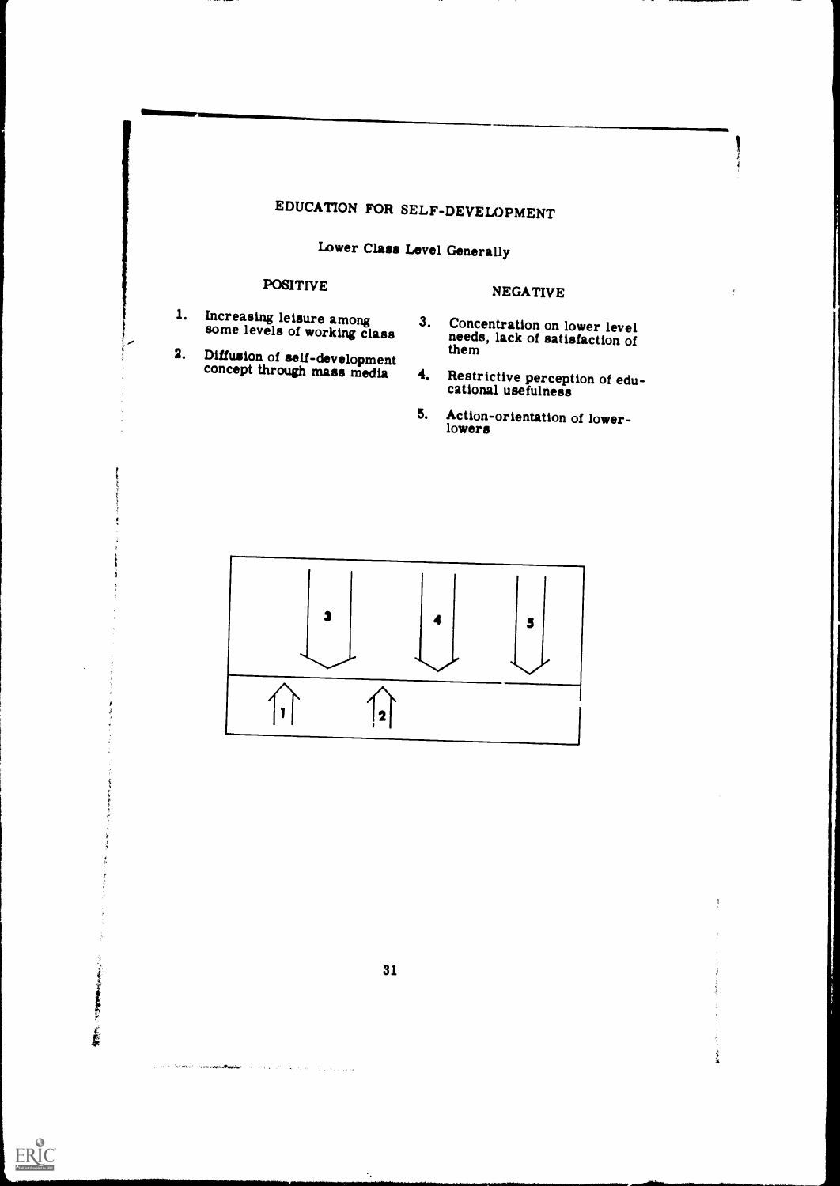# EDUCATION FOR SELF-DEVELOPMENT

## Lower Class Level Generally

| POSITIVE | NEGATIVE |
|---|---|
| 1. Increasing leisure among some levels of working class | 3. Concentration on lower level needs, lack of satisfaction of them |
| 2. Diffusion of self-development concept through mass media | 4. Restrictive perception of educational usefulness |
| | 5. Action-orientation of lower-lowers |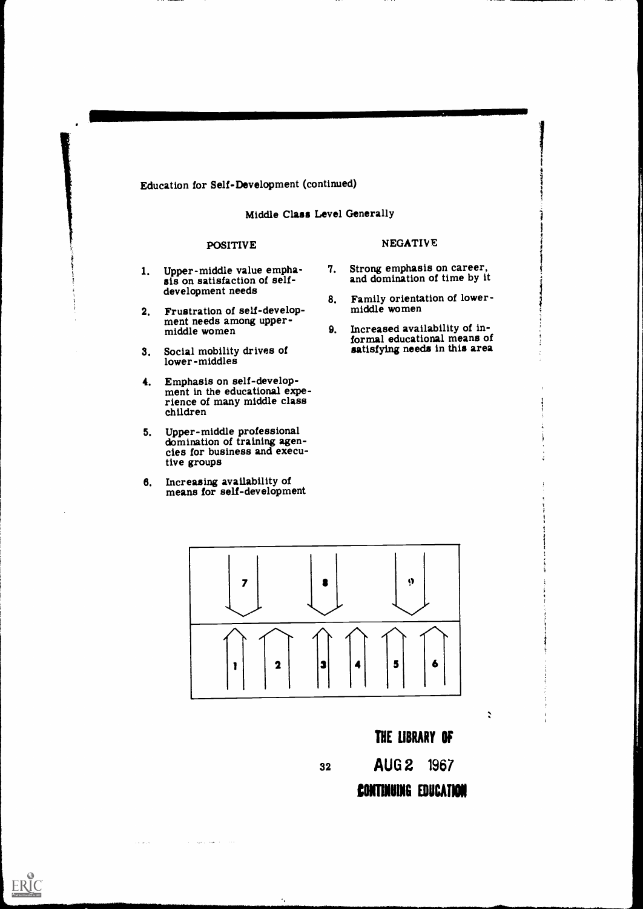Education for Self-Development (continued)

Middle Class Level Generally

POSITIVE

1. Upper-middle value emphasis on satisfaction of self-development needs
2. Frustration of self-development needs among upper-middle women
3. Social mobility drives of lower-middles
4. Emphasis on self-development in the educational experience of many middle class children
5. Upper-middle professional domination of training agencies for business and executive groups
6. Increasing availability of means for self-development

NEGATIVE

7. Strong emphasis on career, and domination of time by it
8. Family orientation of lower-middle women
9. Increased availability of informal educational means of satisfying needs in this area

7 8 9

1 2 3 4 5 6

THE LIBRARY OF

AUG 2 1967

CONTINUING EDUCATION